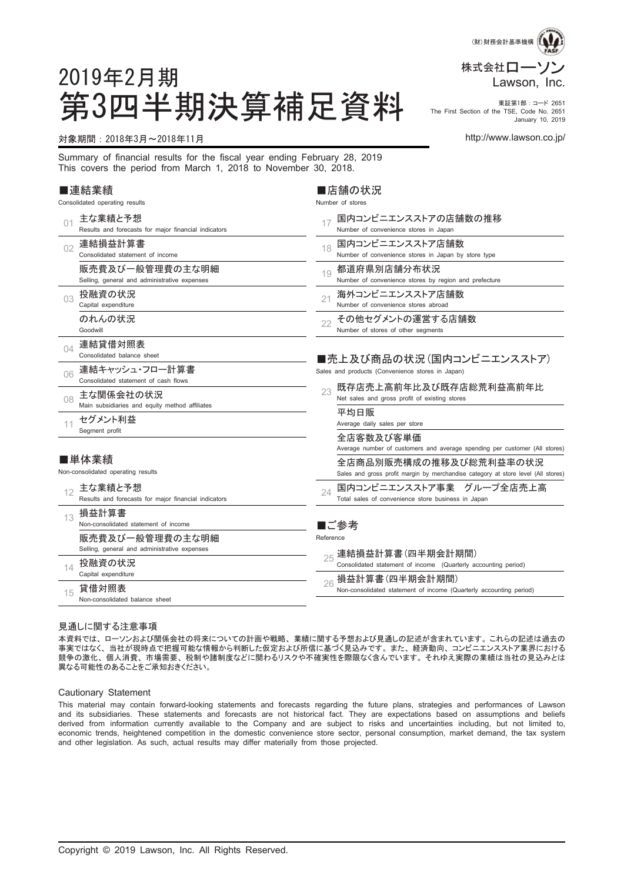(財)財務会計基準機構

株式会社ローソン
Lawson, Inc.

# 2019年2月期
# 第3四半期決算補足資料

東証第1部：コード 2651
The First Section of the TSE, Code No. 2651
January 10, 2019

対象期間：2018年3月～2018年11月

http://www.lawson.co.jp/

Summary of financial results for the fiscal year ending February 28, 2019
This covers the period from March 1, 2018 to November 30, 2018.

## ■連結業績
Consolidated operating results

- 01 主な業績と予想 Results and forecasts for major financial indicators
- 02 連結損益計算書 Consolidated statement of income
  - 販売費及び一般管理費の主な明細 Selling, general and administrative expenses
- 03 投融資の状況 Capital expenditure
  - のれんの状況 Goodwill
- 04 連結貸借対照表 Consolidated balance sheet
- 06 連結キャッシュ・フロー計算書 Consolidated statement of cash flows
- 08 主な関係会社の状況 Main subsidiaries and equity method affiliates
- 11 セグメント利益 Segment profit

## ■単体業績
Non-consolidated operating results

- 12 主な業績と予想 Results and forecasts for major financial indicators
- 13 損益計算書 Non-consolidated statement of income
  - 販売費及び一般管理費の主な明細 Selling, general and administrative expenses
- 14 投融資の状況 Capital expenditure
- 15 貸借対照表 Non-consolidated balance sheet

## ■店舗の状況
Number of stores

- 17 国内コンビニエンスストアの店舗数の推移 Number of convenience stores in Japan
- 18 国内コンビニエンスストア店舗数 Number of convenience stores in Japan by store type
- 19 都道府県別店舗分布状況 Number of convenience stores by region and prefecture
- 21 海外コンビニエンスストア店舗数 Number of convenience stores abroad
- 22 その他セグメントの運営する店舗数 Number of stores of other segments

## ■売上及び商品の状況（国内コンビニエンスストア）
Sales and products (Convenience stores in Japan)

- 23 既存店売上高前年比及び既存店総荒利益高前年比 Net sales and gross profit of existing stores
  - 平均日販 Average daily sales per store
  - 全店客数及び客単価 Average number of customers and average spending per customer (All stores)
  - 全店商品別販売構成の推移及び総荒利益率の状況 Sales and gross profit margin by merchandise category at store level (All stores)
- 24 国内コンビニエンスストア事業　グループ全店売上高 Total sales of convenience store business in Japan

## ■ご参考
Reference

- 25 連結損益計算書（四半期会計期間） Consolidated statement of income (Quarterly accounting period)
- 26 損益計算書（四半期会計期間） Non-consolidated statement of income (Quarterly accounting period)

### 見通しに関する注意事項

本資料では、ローソンおよび関係会社の将来についての計画や戦略、業績に関する予想および見通しの記述が含まれています。これらの記述は過去の事実ではなく、当社が現時点で把握可能な情報から判断した仮定および所信に基づく見込みです。また、経済動向、コンビニエンスストア業界における競争の激化、個人消費、市場需要、税制や諸制度などに関わるリスクや不確実性を際限なく含んでいます。それゆえ実際の業績は当社の見込みとは異なる可能性のあることをご承知おきください。

### Cautionary Statement

This material may contain forward-looking statements and forecasts regarding the future plans, strategies and performances of Lawson and its subsidiaries. These statements and forecasts are not historical fact. They are expectations based on assumptions and beliefs derived from information currently available to the Company and are subject to risks and uncertainties including, but not limited to, economic trends, heightened competition in the domestic convenience store sector, personal consumption, market demand, the tax system and other legislation. As such, actual results may differ materially from those projected.

Copyright © 2019 Lawson, Inc. All Rights Reserved.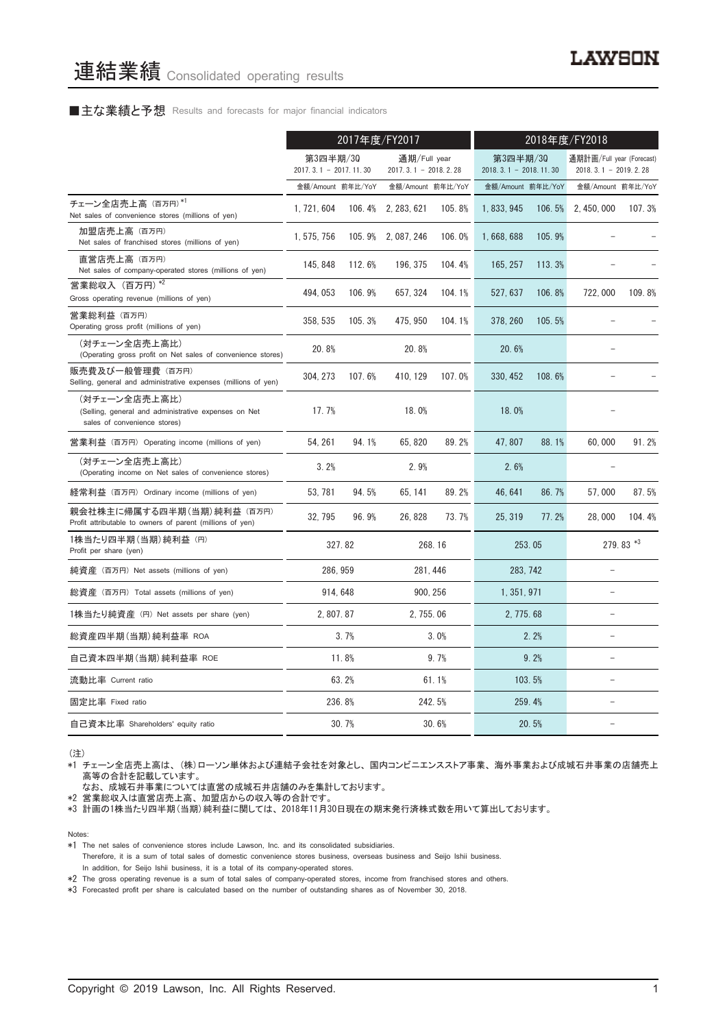# 連結業績 Consolidated operating results

## ■主な業績と予想 Results and forecasts for major financial indicators

| | 2017年度/FY2017 | | | | 2018年度/FY2018 | | | |
|---|---|---|---|---|---|---|---|---|
| | 第3四半期/3Q 2017.3.1 － 2017.11.30 | | 通期/Full year 2017.3.1 － 2018.2.28 | | 第3四半期/3Q 2018.3.1 － 2018.11.30 | | 通期計画/Full year (Forecast) 2018.3.1 － 2019.2.28 | |
| | 金額/Amount | 前年比/YoY | 金額/Amount | 前年比/YoY | 金額/Amount | 前年比/YoY | 金額/Amount | 前年比/YoY |
| チェーン全店売上高（百万円）*1 Net sales of convenience stores (millions of yen) | 1,721,604 | 106.4% | 2,283,621 | 105.8% | 1,833,945 | 106.5% | 2,450,000 | 107.3% |
| 加盟店売上高（百万円） Net sales of franchised stores (millions of yen) | 1,575,756 | 105.9% | 2,087,246 | 106.0% | 1,668,688 | 105.9% | － | － |
| 直営店売上高（百万円） Net sales of company-operated stores (millions of yen) | 145,848 | 112.6% | 196,375 | 104.4% | 165,257 | 113.3% | － | － |
| 営業総収入（百万円）*2 Gross operating revenue (millions of yen) | 494,053 | 106.9% | 657,324 | 104.1% | 527,637 | 106.8% | 722,000 | 109.8% |
| 営業総利益（百万円） Operating gross profit (millions of yen) | 358,535 | 105.3% | 475,950 | 104.1% | 378,260 | 105.5% | － | － |
| （対チェーン全店売上高比） (Operating gross profit on Net sales of convenience stores) | 20.8% | | 20.8% | | 20.6% | | － | |
| 販売費及び一般管理費（百万円） Selling, general and administrative expenses (millions of yen) | 304,273 | 107.6% | 410,129 | 107.0% | 330,452 | 108.6% | － | － |
| （対チェーン全店売上高比） (Selling, general and administrative expenses on Net sales of convenience stores) | 17.7% | | 18.0% | | 18.0% | | － | |
| 営業利益（百万円） Operating income (millions of yen) | 54,261 | 94.1% | 65,820 | 89.2% | 47,807 | 88.1% | 60,000 | 91.2% |
| （対チェーン全店売上高比） (Operating income on Net sales of convenience stores) | 3.2% | | 2.9% | | 2.6% | | － | |
| 経常利益（百万円） Ordinary income (millions of yen) | 53,781 | 94.5% | 65,141 | 89.2% | 46,641 | 86.7% | 57,000 | 87.5% |
| 親会社株主に帰属する四半期（当期）純利益（百万円） Profit attributable to owners of parent (millions of yen) | 32,795 | 96.9% | 26,828 | 73.7% | 25,319 | 77.2% | 28,000 | 104.4% |
| 1株当たり四半期（当期）純利益（円） Profit per share (yen) | 327.82 | | 268.16 | | 253.05 | | 279.83 *3 | |
| 純資産（百万円） Net assets (millions of yen) | 286,959 | | 281,446 | | 283,742 | | － | |
| 総資産（百万円） Total assets (millions of yen) | 914,648 | | 900,256 | | 1,351,971 | | － | |
| 1株当たり純資産（円） Net assets per share (yen) | 2,807.87 | | 2,755.06 | | 2,775.68 | | － | |
| 総資産四半期（当期）純利益率 ROA | 3.7% | | 3.0% | | 2.2% | | － | |
| 自己資本四半期（当期）純利益率 ROE | 11.8% | | 9.7% | | 9.2% | | － | |
| 流動比率 Current ratio | 63.2% | | 61.1% | | 103.5% | | － | |
| 固定比率 Fixed ratio | 236.8% | | 242.5% | | 259.4% | | － | |
| 自己資本比率 Shareholders' equity ratio | 30.7% | | 30.6% | | 20.5% | | － | |

（注）

*1 チェーン全店売上高は、（株）ローソン単体および連結子会社を対象とし、国内コンビニエンスストア事業、海外事業および成城石井事業の店舗売上高等の合計を記載しています。
なお、成城石井事業については直営の成城石井店舗のみを集計しております。

*2 営業総収入は直営店売上高、加盟店からの収入等の合計です。

*3 計画の1株当たり四半期（当期）純利益に関しては、2018年11月30日現在の期末発行済株式数を用いて算出しております。

Notes:

*1 The net sales of convenience stores include Lawson, Inc. and its consolidated subsidiaries.
Therefore, it is a sum of total sales of domestic convenience stores business, overseas business and Seijo Ishii business.
In addition, for Seijo Ishii business, it is a total of its company-operated stores.

*2 The gross operating revenue is a sum of total sales of company-operated stores, income from franchised stores and others.

*3 Forecasted profit per share is calculated based on the number of outstanding shares as of November 30, 2018.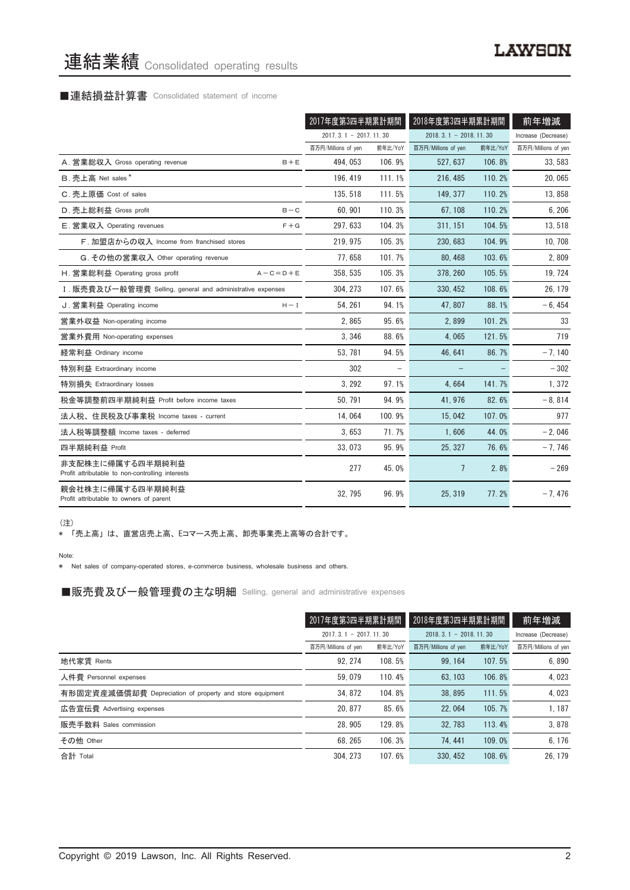# 連結業績 Consolidated operating results

## ■連結損益計算書 Consolidated statement of income

| | | 2017年度第3四半期累計期間 | | 2018年度第3四半期累計期間 | | 前年増減 |
|---|---|---|---|---|---|---|
| | | 2017. 3. 1 － 2017. 11. 30 | | 2018. 3. 1 － 2018. 11. 30 | | Increase (Decrease) |
| | | 百万円/Millions of yen | 前年比/YoY | 百万円/Millions of yen | 前年比/YoY | 百万円/Millions of yen |
| A. 営業総収入 Gross operating revenue | B＋E | 494, 053 | 106. 9% | 527, 637 | 106. 8% | 33, 583 |
| B. 売上高 Net sales * | | 196, 419 | 111. 1% | 216, 485 | 110. 2% | 20, 065 |
| C. 売上原価 Cost of sales | | 135, 518 | 111. 5% | 149, 377 | 110. 2% | 13, 858 |
| D. 売上総利益 Gross profit | B－C | 60, 901 | 110. 3% | 67, 108 | 110. 2% | 6, 206 |
| E. 営業収入 Operating revenues | F＋G | 297, 633 | 104. 3% | 311, 151 | 104. 5% | 13, 518 |
| F. 加盟店からの収入 Income from franchised stores | | 219, 975 | 105. 3% | 230, 683 | 104. 9% | 10, 708 |
| G. その他の営業収入 Other operating revenue | | 77, 658 | 101. 7% | 80, 468 | 103. 6% | 2, 809 |
| H. 営業総利益 Operating gross profit | A－C＝D＋E | 358, 535 | 105. 3% | 378, 260 | 105. 5% | 19, 724 |
| I. 販売費及び一般管理費 Selling, general and administrative expenses | | 304, 273 | 107. 6% | 330, 452 | 108. 6% | 26, 179 |
| J. 営業利益 Operating income | H－I | 54, 261 | 94. 1% | 47, 807 | 88. 1% | －6, 454 |
| 営業外収益 Non-operating income | | 2, 865 | 95. 6% | 2, 899 | 101. 2% | 33 |
| 営業外費用 Non-operating expenses | | 3, 346 | 88. 6% | 4, 065 | 121. 5% | 719 |
| 経常利益 Ordinary income | | 53, 781 | 94. 5% | 46, 641 | 86. 7% | －7, 140 |
| 特別利益 Extraordinary income | | 302 | － | － | － | －302 |
| 特別損失 Extraordinary losses | | 3, 292 | 97. 1% | 4, 664 | 141. 7% | 1, 372 |
| 税金等調整前四半期純利益 Profit before income taxes | | 50, 791 | 94. 9% | 41, 976 | 82. 6% | －8, 814 |
| 法人税、住民税及び事業税 Income taxes - current | | 14, 064 | 100. 9% | 15, 042 | 107. 0% | 977 |
| 法人税等調整額 Income taxes - deferred | | 3, 653 | 71. 7% | 1, 606 | 44. 0% | －2, 046 |
| 四半期純利益 Profit | | 33, 073 | 95. 9% | 25, 327 | 76. 6% | －7, 746 |
| 非支配株主に帰属する四半期純利益 Profit attributable to non-controlling interests | | 277 | 45. 0% | 7 | 2. 8% | －269 |
| 親会社株主に帰属する四半期純利益 Profit attributable to owners of parent | | 32, 795 | 96. 9% | 25, 319 | 77. 2% | －7, 476 |

（注）

＊ 「売上高」は、直営店売上高、Eコマース売上高、卸売事業売上高等の合計です。

Note:

＊ Net sales of company-operated stores, e-commerce business, wholesale business and others.

## ■販売費及び一般管理費の主な明細 Selling, general and administrative expenses

| | 2017年度第3四半期累計期間 | | 2018年度第3四半期累計期間 | | 前年増減 |
|---|---|---|---|---|---|
| | 2017. 3. 1 － 2017. 11. 30 | | 2018. 3. 1 － 2018. 11. 30 | | Increase (Decrease) |
| | 百万円/Millions of yen | 前年比/YoY | 百万円/Millions of yen | 前年比/YoY | 百万円/Millions of yen |
| 地代家賃 Rents | 92, 274 | 108. 5% | 99, 164 | 107. 5% | 6, 890 |
| 人件費 Personnel expenses | 59, 079 | 110. 4% | 63, 103 | 106. 8% | 4, 023 |
| 有形固定資産減価償却費 Depreciation of property and store equipment | 34, 872 | 104. 8% | 38, 895 | 111. 5% | 4, 023 |
| 広告宣伝費 Advertising expenses | 20, 877 | 85. 6% | 22, 064 | 105. 7% | 1, 187 |
| 販売手数料 Sales commission | 28, 905 | 129. 8% | 32, 783 | 113. 4% | 3, 878 |
| その他 Other | 68, 265 | 106. 3% | 74, 441 | 109. 0% | 6, 176 |
| 合計 Total | 304, 273 | 107. 6% | 330, 452 | 108. 6% | 26, 179 |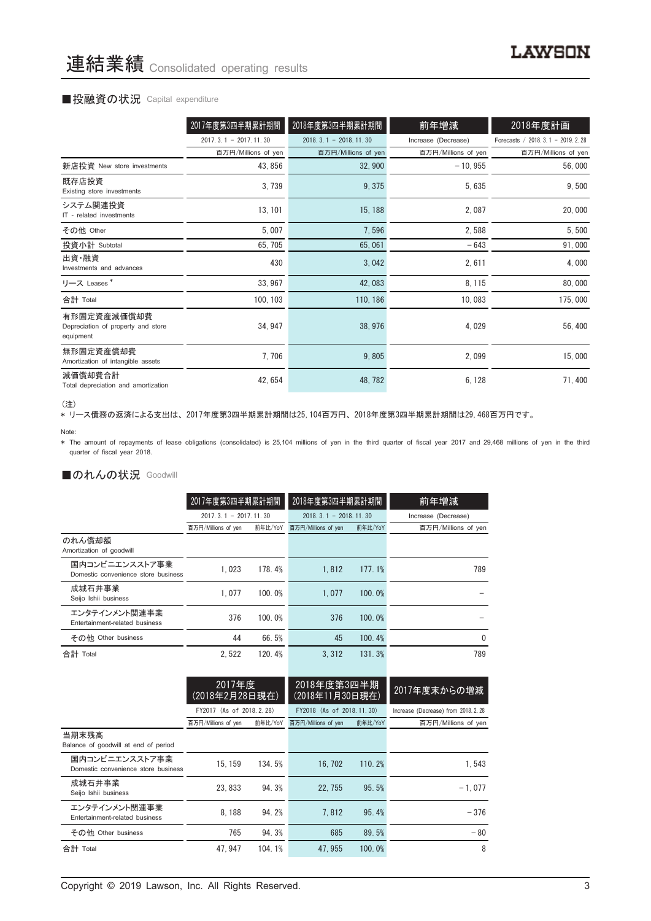# 連結業績 Consolidated operating results

## ■投融資の状況 Capital expenditure

| | 2017年度第3四半期累計期間 | 2018年度第3四半期累計期間 | 前年増減 | 2018年度計画 |
|---|---|---|---|---|
| | 2017. 3. 1 － 2017. 11. 30 | 2018. 3. 1 － 2018. 11. 30 | Increase (Decrease) | Forecasts / 2018. 3. 1 － 2019. 2. 28 |
| | 百万円/Millions of yen | 百万円/Millions of yen | 百万円/Millions of yen | 百万円/Millions of yen |
| 新店投資 New store investments | 43, 856 | 32, 900 | －10, 955 | 56, 000 |
| 既存店投資 Existing store investments | 3, 739 | 9, 375 | 5, 635 | 9, 500 |
| システム関連投資 IT - related investments | 13, 101 | 15, 188 | 2, 087 | 20, 000 |
| その他 Other | 5, 007 | 7, 596 | 2, 588 | 5, 500 |
| 投資小計 Subtotal | 65, 705 | 65, 061 | －643 | 91, 000 |
| 出資・融資 Investments and advances | 430 | 3, 042 | 2, 611 | 4, 000 |
| リース Leases * | 33, 967 | 42, 083 | 8, 115 | 80, 000 |
| 合計 Total | 100, 103 | 110, 186 | 10, 083 | 175, 000 |
| 有形固定資産減価償却費 Depreciation of property and store equipment | 34, 947 | 38, 976 | 4, 029 | 56, 400 |
| 無形固定資産償却費 Amortization of intangible assets | 7, 706 | 9, 805 | 2, 099 | 15, 000 |
| 減価償却費合計 Total depreciation and amortization | 42, 654 | 48, 782 | 6, 128 | 71, 400 |

（注）

* リース債務の返済による支出は、2017年度第3四半期累計期間は25, 104百万円、2018年度第3四半期累計期間は29, 468百万円です。

Note:

* The amount of repayments of lease obligations (consolidated) is 25,104 millions of yen in the third quarter of fiscal year 2017 and 29,468 millions of yen in the third quarter of fiscal year 2018.

## ■のれんの状況 Goodwill

| | 2017年度第3四半期累計期間 | | 2018年度第3四半期累計期間 | | 前年増減 |
|---|---|---|---|---|---|
| | 2017. 3. 1 － 2017. 11. 30 | | 2018. 3. 1 － 2018. 11. 30 | | Increase (Decrease) |
| | 百万円/Millions of yen | 前年比/YoY | 百万円/Millions of yen | 前年比/YoY | 百万円/Millions of yen |
| のれん償却額 Amortization of goodwill | | | | | |
| 国内コンビニエンスストア事業 Domestic convenience store business | 1, 023 | 178. 4% | 1, 812 | 177. 1% | 789 |
| 成城石井事業 Seijo Ishii business | 1, 077 | 100. 0% | 1, 077 | 100. 0% | － |
| エンタテインメント関連事業 Entertainment-related business | 376 | 100. 0% | 376 | 100. 0% | － |
| その他 Other business | 44 | 66. 5% | 45 | 100. 4% | 0 |
| 合計 Total | 2, 522 | 120. 4% | 3, 312 | 131. 3% | 789 |

| | 2017年度（2018年2月28日現在） | | 2018年度第3四半期（2018年11月30日現在） | | 2017年度末からの増減 |
|---|---|---|---|---|---|
| | FY2017 (As of 2018. 2. 28) | | FY2018 (As of 2018. 11. 30) | | Increase (Decrease) from 2018. 2. 28 |
| | 百万円/Millions of yen | 前年比/YoY | 百万円/Millions of yen | 前年比/YoY | 百万円/Millions of yen |
| 当期末残高 Balance of goodwill at end of period | | | | | |
| 国内コンビニエンスストア事業 Domestic convenience store business | 15, 159 | 134. 5% | 16, 702 | 110. 2% | 1, 543 |
| 成城石井事業 Seijo Ishii business | 23, 833 | 94. 3% | 22, 755 | 95. 5% | －1, 077 |
| エンタテインメント関連事業 Entertainment-related business | 8, 188 | 94. 2% | 7, 812 | 95. 4% | －376 |
| その他 Other business | 765 | 94. 3% | 685 | 89. 5% | －80 |
| 合計 Total | 47, 947 | 104. 1% | 47, 955 | 100. 0% | 8 |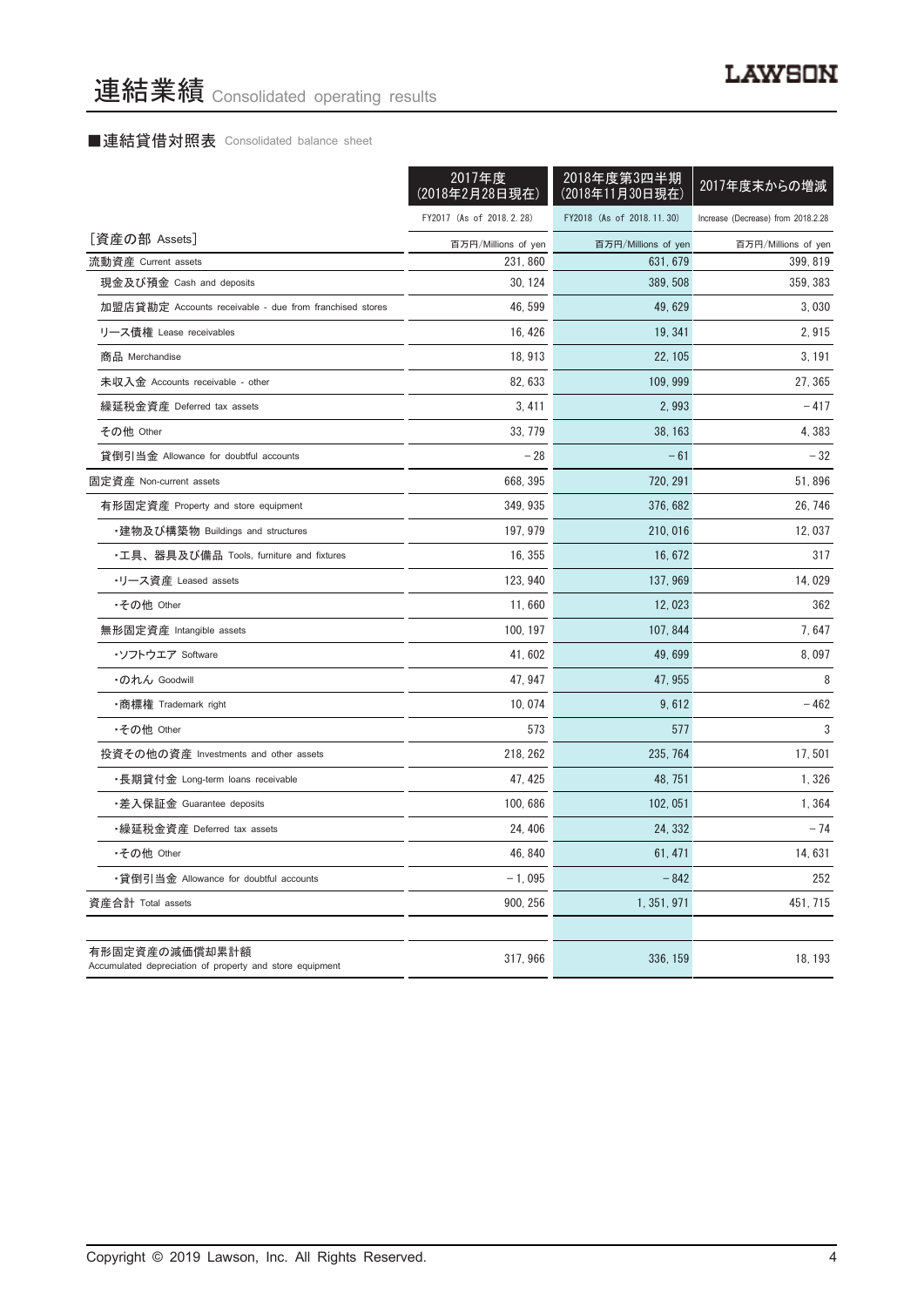# 連結業績 Consolidated operating results

### ■連結貸借対照表 Consolidated balance sheet

| | 2017年度 (2018年2月28日現在) | 2018年度第3四半期 (2018年11月30日現在) | 2017年度末からの増減 |
|---|---|---|---|
| | FY2017 (As of 2018.2.28) | FY2018 (As of 2018.11.30) | Increase (Decrease) from 2018.2.28 |
| ［資産の部 Assets］ | 百万円/Millions of yen | 百万円/Millions of yen | 百万円/Millions of yen |
| 流動資産 Current assets | 231,860 | 631,679 | 399,819 |
| 現金及び預金 Cash and deposits | 30,124 | 389,508 | 359,383 |
| 加盟店貸勘定 Accounts receivable - due from franchised stores | 46,599 | 49,629 | 3,030 |
| リース債権 Lease receivables | 16,426 | 19,341 | 2,915 |
| 商品 Merchandise | 18,913 | 22,105 | 3,191 |
| 未収入金 Accounts receivable - other | 82,633 | 109,999 | 27,365 |
| 繰延税金資産 Deferred tax assets | 3,411 | 2,993 | −417 |
| その他 Other | 33,779 | 38,163 | 4,383 |
| 貸倒引当金 Allowance for doubtful accounts | −28 | −61 | −32 |
| 固定資産 Non-current assets | 668,395 | 720,291 | 51,896 |
| 有形固定資産 Property and store equipment | 349,935 | 376,682 | 26,746 |
| ・建物及び構築物 Buildings and structures | 197,979 | 210,016 | 12,037 |
| ・工具、器具及び備品 Tools, furniture and fixtures | 16,355 | 16,672 | 317 |
| ・リース資産 Leased assets | 123,940 | 137,969 | 14,029 |
| ・その他 Other | 11,660 | 12,023 | 362 |
| 無形固定資産 Intangible assets | 100,197 | 107,844 | 7,647 |
| ・ソフトウエア Software | 41,602 | 49,699 | 8,097 |
| ・のれん Goodwill | 47,947 | 47,955 | 8 |
| ・商標権 Trademark right | 10,074 | 9,612 | −462 |
| ・その他 Other | 573 | 577 | 3 |
| 投資その他の資産 Investments and other assets | 218,262 | 235,764 | 17,501 |
| ・長期貸付金 Long-term loans receivable | 47,425 | 48,751 | 1,326 |
| ・差入保証金 Guarantee deposits | 100,686 | 102,051 | 1,364 |
| ・繰延税金資産 Deferred tax assets | 24,406 | 24,332 | −74 |
| ・その他 Other | 46,840 | 61,471 | 14,631 |
| ・貸倒引当金 Allowance for doubtful accounts | −1,095 | −842 | 252 |
| 資産合計 Total assets | 900,256 | 1,351,971 | 451,715 |
| | | | |
| 有形固定資産の減価償却累計額 Accumulated depreciation of property and store equipment | 317,966 | 336,159 | 18,193 |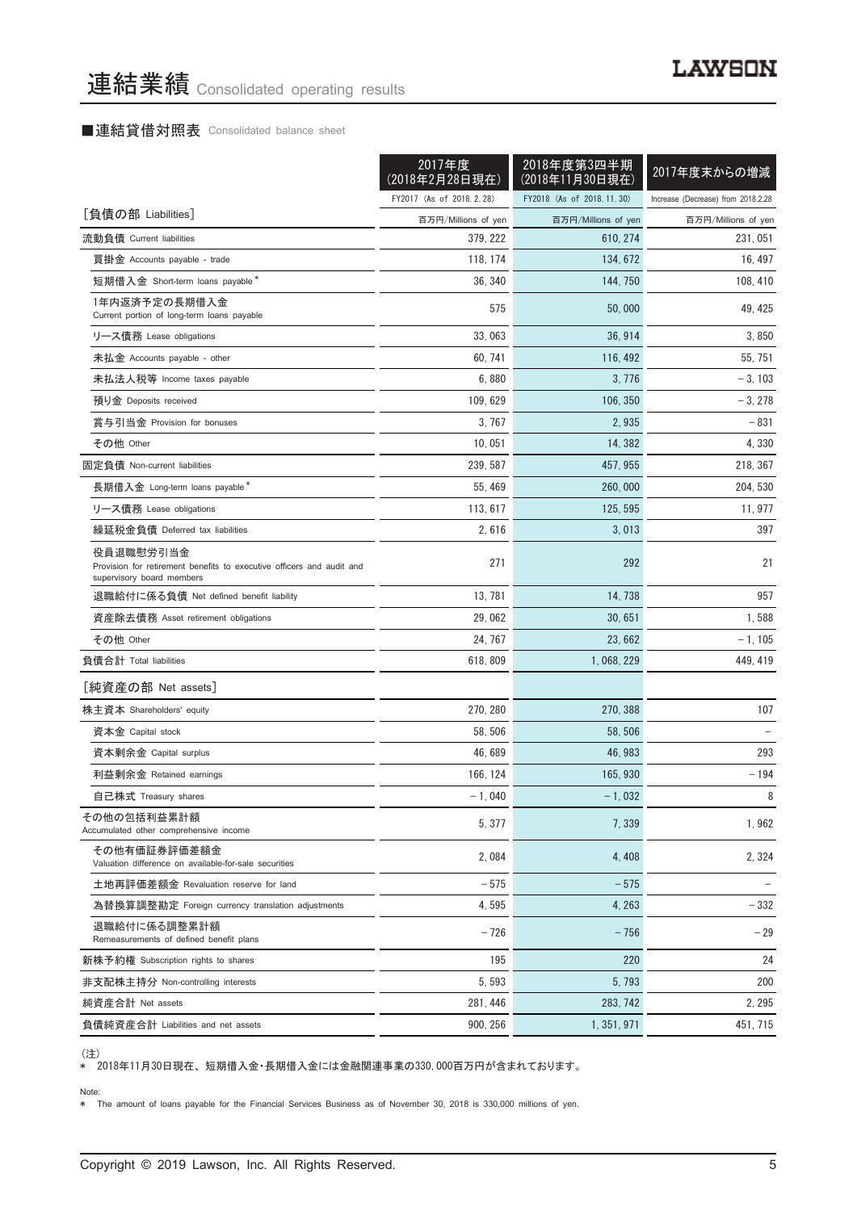# 連結業績 Consolidated operating results

## ■連結貸借対照表 Consolidated balance sheet

| | 2017年度（2018年2月28日現在） | 2018年度第3四半期（2018年11月30日現在） | 2017年度末からの増減 |
|---|---|---|---|
| | FY2017 (As of 2018.2.28) | FY2018 (As of 2018.11.30) | Increase (Decrease) from 2018.2.28 |
| ［負債の部 Liabilities］ | 百万円/Millions of yen | 百万円/Millions of yen | 百万円/Millions of yen |
| 流動負債 Current liabilities | 379,222 | 610,274 | 231,051 |
| 買掛金 Accounts payable - trade | 118,174 | 134,672 | 16,497 |
| 短期借入金 Short-term loans payable * | 36,340 | 144,750 | 108,410 |
| 1年内返済予定の長期借入金 Current portion of long-term loans payable | 575 | 50,000 | 49,425 |
| リース債務 Lease obligations | 33,063 | 36,914 | 3,850 |
| 未払金 Accounts payable - other | 60,741 | 116,492 | 55,751 |
| 未払法人税等 Income taxes payable | 6,880 | 3,776 | －3,103 |
| 預り金 Deposits received | 109,629 | 106,350 | －3,278 |
| 賞与引当金 Provision for bonuses | 3,767 | 2,935 | －831 |
| その他 Other | 10,051 | 14,382 | 4,330 |
| 固定負債 Non-current liabilities | 239,587 | 457,955 | 218,367 |
| 長期借入金 Long-term loans payable * | 55,469 | 260,000 | 204,530 |
| リース債務 Lease obligations | 113,617 | 125,595 | 11,977 |
| 繰延税金負債 Deferred tax liabilities | 2,616 | 3,013 | 397 |
| 役員退職慰労引当金 Provision for retirement benefits to executive officers and audit and supervisory board members | 271 | 292 | 21 |
| 退職給付に係る負債 Net defined benefit liability | 13,781 | 14,738 | 957 |
| 資産除去債務 Asset retirement obligations | 29,062 | 30,651 | 1,588 |
| その他 Other | 24,767 | 23,662 | －1,105 |
| 負債合計 Total liabilities | 618,809 | 1,068,229 | 449,419 |
| ［純資産の部 Net assets］ | | | |
| 株主資本 Shareholders' equity | 270,280 | 270,388 | 107 |
| 資本金 Capital stock | 58,506 | 58,506 | － |
| 資本剰余金 Capital surplus | 46,689 | 46,983 | 293 |
| 利益剰余金 Retained earnings | 166,124 | 165,930 | －194 |
| 自己株式 Treasury shares | －1,040 | －1,032 | 8 |
| その他の包括利益累計額 Accumulated other comprehensive income | 5,377 | 7,339 | 1,962 |
| その他有価証券評価差額金 Valuation difference on available-for-sale securities | 2,084 | 4,408 | 2,324 |
| 土地再評価差額金 Revaluation reserve for land | －575 | －575 | － |
| 為替換算調整勘定 Foreign currency translation adjustments | 4,595 | 4,263 | －332 |
| 退職給付に係る調整累計額 Remeasurements of defined benefit plans | －726 | －756 | －29 |
| 新株予約権 Subscription rights to shares | 195 | 220 | 24 |
| 非支配株主持分 Non-controlling interests | 5,593 | 5,793 | 200 |
| 純資産合計 Net assets | 281,446 | 283,742 | 2,295 |
| 負債純資産合計 Liabilities and net assets | 900,256 | 1,351,971 | 451,715 |

（注）
＊ 2018年11月30日現在、短期借入金・長期借入金には金融関連事業の330,000百万円が含まれております。

Note:
＊ The amount of loans payable for the Financial Services Business as of November 30, 2018 is 330,000 millions of yen.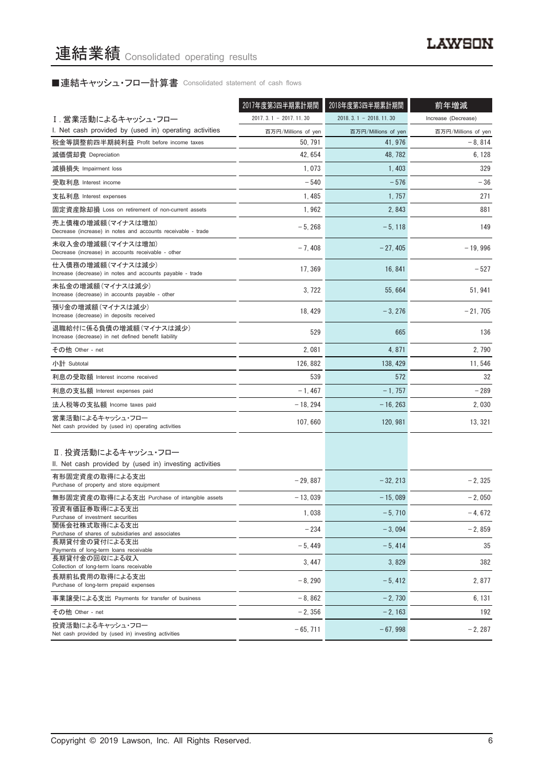# 連結業績 Consolidated operating results

LAWSON

## ■連結キャッシュ・フロー計算書 Consolidated statement of cash flows

| | 2017年度第3四半期累計期間 | 2018年度第3四半期累計期間 | 前年増減 |
|---|---|---|---|
| Ⅰ. 営業活動によるキャッシュ・フロー | 2017. 3. 1 － 2017. 11. 30 | 2018. 3. 1 － 2018. 11. 30 | Increase (Decrease) |
| I. Net cash provided by (used in) operating activities | 百万円/Millions of yen | 百万円/Millions of yen | 百万円/Millions of yen |
| 税金等調整前四半期純利益 Profit before income taxes | 50, 791 | 41, 976 | －8, 814 |
| 減価償却費 Depreciation | 42, 654 | 48, 782 | 6, 128 |
| 減損損失 Impairment loss | 1, 073 | 1, 403 | 329 |
| 受取利息 Interest income | －540 | －576 | －36 |
| 支払利息 Interest expenses | 1, 485 | 1, 757 | 271 |
| 固定資産除却損 Loss on retirement of non-current assets | 1, 962 | 2, 843 | 881 |
| 売上債権の増減額（マイナスは増加） Decrease (increase) in notes and accounts receivable - trade | －5, 268 | －5, 118 | 149 |
| 未収入金の増減額（マイナスは増加） Decrease (increase) in accounts receivable - other | －7, 408 | －27, 405 | －19, 996 |
| 仕入債務の増減額（マイナスは減少） Increase (decrease) in notes and accounts payable - trade | 17, 369 | 16, 841 | －527 |
| 未払金の増減額（マイナスは減少） Increase (decrease) in accounts payable - other | 3, 722 | 55, 664 | 51, 941 |
| 預り金の増減額（マイナスは減少） Increase (decrease) in deposits received | 18, 429 | －3, 276 | －21, 705 |
| 退職給付に係る負債の増減額（マイナスは減少） Increase (decrease) in net defined benefit liability | 529 | 665 | 136 |
| その他 Other - net | 2, 081 | 4, 871 | 2, 790 |
| 小計 Subtotal | 126, 882 | 138, 429 | 11, 546 |
| 利息の受取額 Interest income received | 539 | 572 | 32 |
| 利息の支払額 Interest expenses paid | －1, 467 | －1, 757 | －289 |
| 法人税等の支払額 Income taxes paid | －18, 294 | －16, 263 | 2, 030 |
| 営業活動によるキャッシュ・フロー Net cash provided by (used in) operating activities | 107, 660 | 120, 981 | 13, 321 |
| Ⅱ. 投資活動によるキャッシュ・フロー II. Net cash provided by (used in) investing activities | | | |
| 有形固定資産の取得による支出 Purchase of property and store equipment | －29, 887 | －32, 213 | －2, 325 |
| 無形固定資産の取得による支出 Purchase of intangible assets | －13, 039 | －15, 089 | －2, 050 |
| 投資有価証券取得による支出 Purchase of investment securities | 1, 038 | －5, 710 | －4, 672 |
| 関係会社株式取得による支出 Purchase of shares of subsidiaries and associates | －234 | －3, 094 | －2, 859 |
| 長期貸付金の貸付による支出 Payments of long-term loans receivable | －5, 449 | －5, 414 | 35 |
| 長期貸付金の回収による収入 Collection of long-term loans receivable | 3, 447 | 3, 829 | 382 |
| 長期前払費用の取得による支出 Purchase of long-term prepaid expenses | －8, 290 | －5, 412 | 2, 877 |
| 事業譲受による支出 Payments for transfer of business | －8, 862 | －2, 730 | 6, 131 |
| その他 Other - net | －2, 356 | －2, 163 | 192 |
| 投資活動によるキャッシュ・フロー Net cash provided by (used in) investing activities | －65, 711 | －67, 998 | －2, 287 |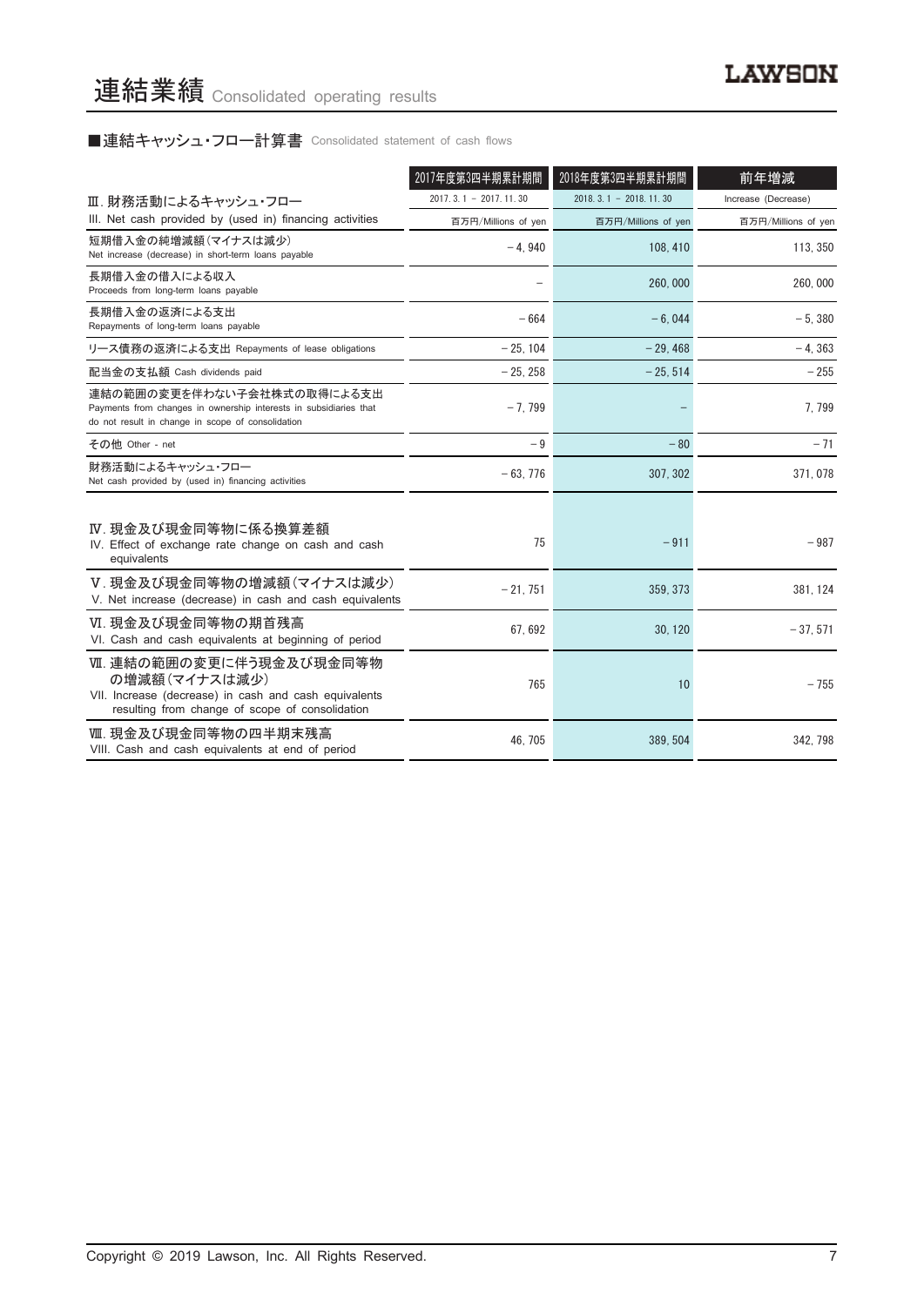# 連結業績 Consolidated operating results

LAWSON

## ■連結キャッシュ・フロー計算書 Consolidated statement of cash flows

| | 2017年度第3四半期累計期間<br>2017. 3. 1 － 2017. 11. 30<br>百万円/Millions of yen | 2018年度第3四半期累計期間<br>2018. 3. 1 － 2018. 11. 30<br>百万円/Millions of yen | 前年増減<br>Increase (Decrease)<br>百万円/Millions of yen |
|---|---|---|---|
| Ⅲ. 財務活動によるキャッシュ・フロー<br>III. Net cash provided by (used in) financing activities | | | |
| 短期借入金の純増減額（マイナスは減少）<br>Net increase (decrease) in short-term loans payable | －4, 940 | 108, 410 | 113, 350 |
| 長期借入金の借入による収入<br>Proceeds from long-term loans payable | － | 260, 000 | 260, 000 |
| 長期借入金の返済による支出<br>Repayments of long-term loans payable | －664 | －6, 044 | －5, 380 |
| リース債務の返済による支出 Repayments of lease obligations | －25, 104 | －29, 468 | －4, 363 |
| 配当金の支払額 Cash dividends paid | －25, 258 | －25, 514 | －255 |
| 連結の範囲の変更を伴わない子会社株式の取得による支出<br>Payments from changes in ownership interests in subsidiaries that do not result in change in scope of consolidation | －7, 799 | － | 7, 799 |
| その他 Other - net | －9 | －80 | －71 |
| 財務活動によるキャッシュ・フロー<br>Net cash provided by (used in) financing activities | －63, 776 | 307, 302 | 371, 078 |
| Ⅳ. 現金及び現金同等物に係る換算差額<br>IV. Effect of exchange rate change on cash and cash equivalents | 75 | －911 | －987 |
| Ⅴ. 現金及び現金同等物の増減額（マイナスは減少）<br>V. Net increase (decrease) in cash and cash equivalents | －21, 751 | 359, 373 | 381, 124 |
| Ⅵ. 現金及び現金同等物の期首残高<br>VI. Cash and cash equivalents at beginning of period | 67, 692 | 30, 120 | －37, 571 |
| Ⅶ. 連結の範囲の変更に伴う現金及び現金同等物の増減額（マイナスは減少）<br>VII. Increase (decrease) in cash and cash equivalents resulting from change of scope of consolidation | 765 | 10 | －755 |
| Ⅷ. 現金及び現金同等物の四半期末残高<br>VIII. Cash and cash equivalents at end of period | 46, 705 | 389, 504 | 342, 798 |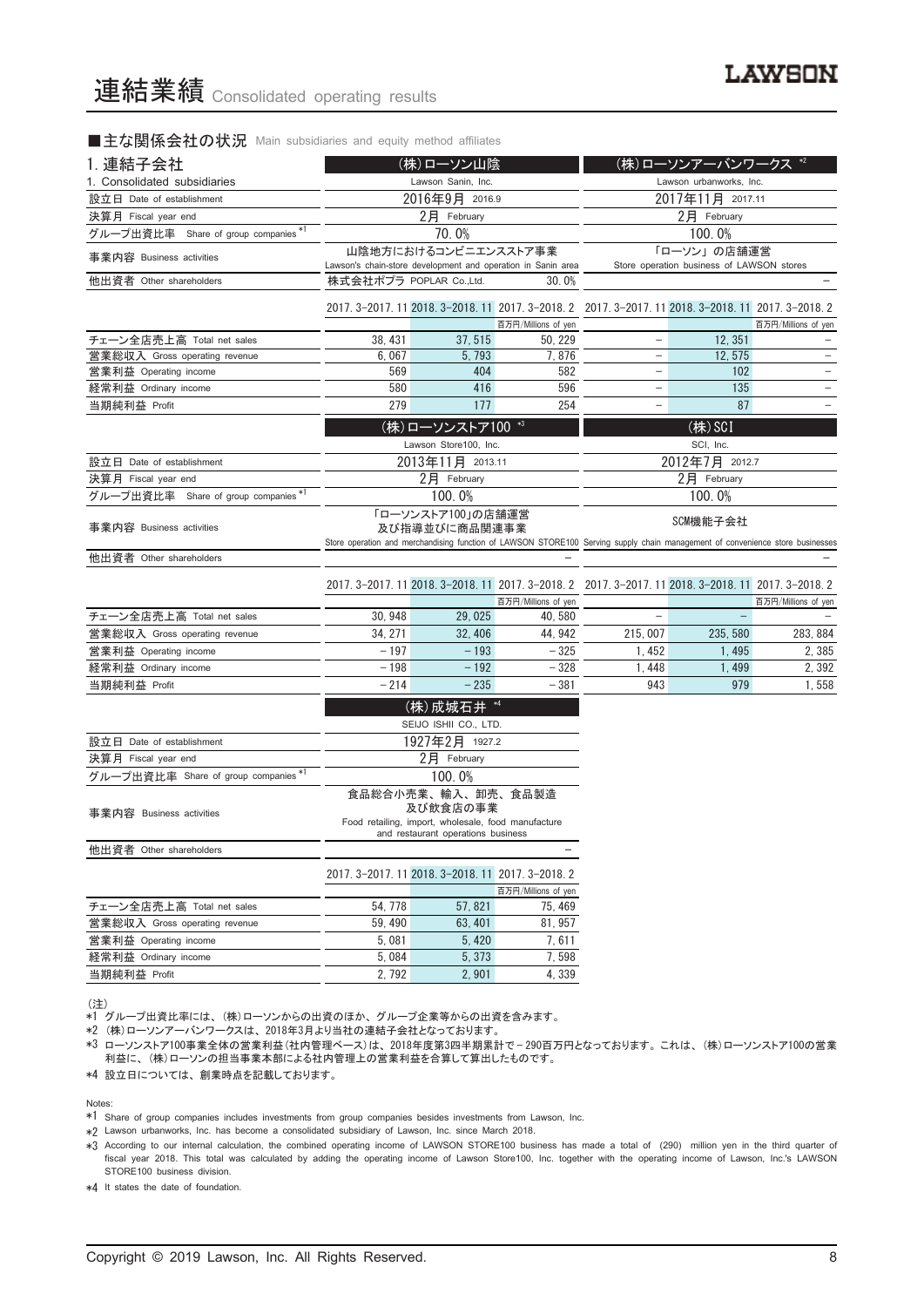# 連結業績 Consolidated operating results

■主な関係会社の状況 Main subsidiaries and equity method affiliates

| 1. 連結子会社<br>1. Consolidated subsidiaries | (株)ローソン山陰<br>Lawson Sanin, Inc. | | | (株)ローソンアーバンワークス *2<br>Lawson urbanworks, Inc. | | |
|---|---|---|---|---|---|---|
| 設立日 Date of establishment | 2016年9月 2016.9 | | | 2017年11月 2017.11 | | |
| 決算月 Fiscal year end | 2月 February | | | 2月 February | | |
| グループ出資比率 Share of group companies *1 | 70.0% | | | 100.0% | | |
| 事業内容 Business activities | 山陰地方におけるコンビニエンスストア事業<br>Lawson's chain-store development and operation in Sanin area | | | 「ローソン」の店舗運営<br>Store operation business of LAWSON stores | | |
| 他出資者 Other shareholders | 株式会社ポプラ POPLAR Co.,Ltd. | | 30.0% | | | – |
| | 2017.3-2017.11 | 2018.3-2018.11 | 2017.3-2018.2 | 2017.3-2017.11 | 2018.3-2018.11 | 2017.3-2018.2 |
| | | | 百万円/Millions of yen | | | 百万円/Millions of yen |
| チェーン全店売上高 Total net sales | 38,431 | 37,515 | 50,229 | – | 12,351 | – |
| 営業総収入 Gross operating revenue | 6,067 | 5,793 | 7,876 | – | 12,575 | – |
| 営業利益 Operating income | 569 | 404 | 582 | – | 102 | – |
| 経常利益 Ordinary income | 580 | 416 | 596 | – | 135 | – |
| 当期純利益 Profit | 279 | 177 | 254 | – | 87 | – |

| | (株)ローソンストア100 *3<br>Lawson Store100, Inc. | | | (株)SCI<br>SCI, Inc. | | |
|---|---|---|---|---|---|---|
| 設立日 Date of establishment | 2013年11月 2013.11 | | | 2012年7月 2012.7 | | |
| 決算月 Fiscal year end | 2月 February | | | 2月 February | | |
| グループ出資比率 Share of group companies *1 | 100.0% | | | 100.0% | | |
| 事業内容 Business activities | 「ローソンストア100」の店舗運営及び指導並びに商品関連事業<br>Store operation and merchandising function of LAWSON STORE100 | | | SCM機能子会社<br>Serving supply chain management of convenience store businesses | | |
| 他出資者 Other shareholders | | | – | | | – |
| | 2017.3-2017.11 | 2018.3-2018.11 | 2017.3-2018.2 | 2017.3-2017.11 | 2018.3-2018.11 | 2017.3-2018.2 |
| | | | 百万円/Millions of yen | | | 百万円/Millions of yen |
| チェーン全店売上高 Total net sales | 30,948 | 29,025 | 40,580 | – | – | – |
| 営業総収入 Gross operating revenue | 34,271 | 32,406 | 44,942 | 215,007 | 235,580 | 283,884 |
| 営業利益 Operating income | －197 | －193 | －325 | 1,452 | 1,495 | 2,385 |
| 経常利益 Ordinary income | －198 | －192 | －328 | 1,448 | 1,499 | 2,392 |
| 当期純利益 Profit | －214 | －235 | －381 | 943 | 979 | 1,558 |

| | (株)成城石井 *4<br>SEIJO ISHII CO., LTD. | | |
|---|---|---|---|
| 設立日 Date of establishment | 1927年2月 1927.2 | | |
| 決算月 Fiscal year end | 2月 February | | |
| グループ出資比率 Share of group companies *1 | 100.0% | | |
| 事業内容 Business activities | 食品総合小売業、輸入、卸売、食品製造及び飲食店の事業<br>Food retailing, import, wholesale, food manufacture and restaurant operations business | | |
| 他出資者 Other shareholders | | | – |
| | 2017.3-2017.11 | 2018.3-2018.11 | 2017.3-2018.2 |
| | | | 百万円/Millions of yen |
| チェーン全店売上高 Total net sales | 54,778 | 57,821 | 75,469 |
| 営業総収入 Gross operating revenue | 59,490 | 63,401 | 81,957 |
| 営業利益 Operating income | 5,081 | 5,420 | 7,611 |
| 経常利益 Ordinary income | 5,084 | 5,373 | 7,598 |
| 当期純利益 Profit | 2,792 | 2,901 | 4,339 |

(注)
*1 グループ出資比率には、(株)ローソンからの出資のほか、グループ企業等からの出資を含みます。
*2 (株)ローソンアーバンワークスは、2018年3月より当社の連結子会社となっております。
*3 ローソンストア100事業全体の営業利益(社内管理ベース)は、2018年度第3四半期累計で－290百万円となっております。これは、(株)ローソンストア100の営業利益に、(株)ローソンの担当事業本部による社内管理上の営業利益を合算して算出したものです。
*4 設立日については、創業時点を記載しております。

Notes:
*1 Share of group companies includes investments from group companies besides investments from Lawson, Inc.
*2 Lawson urbanworks, Inc. has become a consolidated subsidiary of Lawson, Inc. since March 2018.
*3 According to our internal calculation, the combined operating income of LAWSON STORE100 business has made a total of (290) million yen in the third quarter of fiscal year 2018. This total was calculated by adding the operating income of Lawson Store100, Inc. together with the operating income of Lawson, Inc.'s LAWSON STORE100 business division.
*4 It states the date of foundation.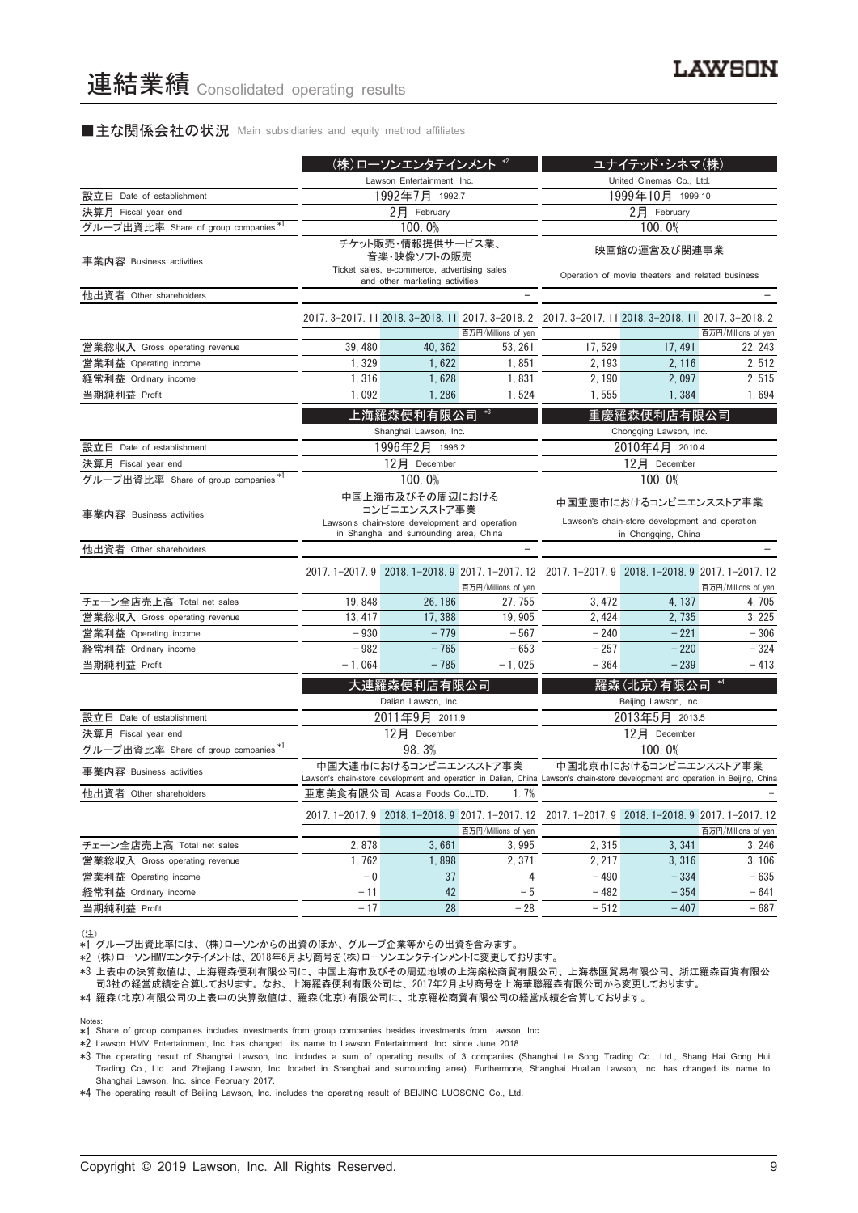# 連結業績 Consolidated operating results

■主な関係会社の状況 Main subsidiaries and equity method affiliates

| | (株)ローソンエンタテインメント *2 | | | ユナイテッド・シネマ(株) | | |
|---|---|---|---|---|---|---|
| | Lawson Entertainment, Inc. | | | United Cinemas Co., Ltd. | | |
| 設立日 Date of establishment | 1992年7月 1992.7 | | | 1999年10月 1999.10 | | |
| 決算月 Fiscal year end | 2月 February | | | 2月 February | | |
| グループ出資比率 Share of group companies *1 | 100.0% | | | 100.0% | | |
| 事業内容 Business activities | チケット販売・情報提供サービス業、音楽・映像ソフトの販売 Ticket sales, e-commerce, advertising sales and other marketing activities | | | 映画館の運営及び関連事業 Operation of movie theaters and related business | | |
| 他出資者 Other shareholders | − | | | − | | |
| | 2017.3-2017.11 | 2018.3-2018.11 | 2017.3-2018.2 | 2017.3-2017.11 | 2018.3-2018.11 | 2017.3-2018.2 |
| | | | 百万円/Millions of yen | | | 百万円/Millions of yen |
| 営業総収入 Gross operating revenue | 39,480 | 40,362 | 53,261 | 17,529 | 17,491 | 22,243 |
| 営業利益 Operating income | 1,329 | 1,622 | 1,851 | 2,193 | 2,116 | 2,512 |
| 経常利益 Ordinary income | 1,316 | 1,628 | 1,831 | 2,190 | 2,097 | 2,515 |
| 当期純利益 Profit | 1,092 | 1,286 | 1,524 | 1,555 | 1,384 | 1,694 |

| | 上海羅森便利有限公司 *3 | | | 重慶羅森便利店有限公司 | | |
|---|---|---|---|---|---|---|
| | Shanghai Lawson, Inc. | | | Chongqing Lawson, Inc. | | |
| 設立日 Date of establishment | 1996年2月 1996.2 | | | 2010年4月 2010.4 | | |
| 決算月 Fiscal year end | 12月 December | | | 12月 December | | |
| グループ出資比率 Share of group companies *1 | 100.0% | | | 100.0% | | |
| 事業内容 Business activities | 中国上海市及びその周辺におけるコンビニエンスストア事業 Lawson's chain-store development and operation in Shanghai and surrounding area, China | | | 中国重慶市におけるコンビニエンスストア事業 Lawson's chain-store development and operation in Chongqing, China | | |
| 他出資者 Other shareholders | − | | | − | | |
| | 2017.1-2017.9 | 2018.1-2018.9 | 2017.1-2017.12 | 2017.1-2017.9 | 2018.1-2018.9 | 2017.1-2017.12 |
| | | | 百万円/Millions of yen | | | 百万円/Millions of yen |
| チェーン全店売上高 Total net sales | 19,848 | 26,186 | 27,755 | 3,472 | 4,137 | 4,705 |
| 営業総収入 Gross operating revenue | 13,417 | 17,388 | 19,905 | 2,424 | 2,735 | 3,225 |
| 営業利益 Operating income | −930 | −779 | −567 | −240 | −221 | −306 |
| 経常利益 Ordinary income | −982 | −765 | −653 | −257 | −220 | −324 |
| 当期純利益 Profit | −1,064 | −785 | −1,025 | −364 | −239 | −413 |

| | 大連羅森便利店有限公司 | | | 羅森(北京)有限公司 *4 | | |
|---|---|---|---|---|---|---|
| | Dalian Lawson, Inc. | | | Beijing Lawson, Inc. | | |
| 設立日 Date of establishment | 2011年9月 2011.9 | | | 2013年5月 2013.5 | | |
| 決算月 Fiscal year end | 12月 December | | | 12月 December | | |
| グループ出資比率 Share of group companies *1 | 98.3% | | | 100.0% | | |
| 事業内容 Business activities | 中国大連市におけるコンビニエンスストア事業 Lawson's chain-store development and operation in Dalian, China | | | 中国北京市におけるコンビニエンスストア事業 Lawson's chain-store development and operation in Beijing, China | | |
| 他出資者 Other shareholders | 亜恵美食有限公司 Acasia Foods Co.,LTD. 1.7% | | | − | | |
| | 2017.1-2017.9 | 2018.1-2018.9 | 2017.1-2017.12 | 2017.1-2017.9 | 2018.1-2018.9 | 2017.1-2017.12 |
| | | | 百万円/Millions of yen | | | 百万円/Millions of yen |
| チェーン全店売上高 Total net sales | 2,878 | 3,661 | 3,995 | 2,315 | 3,341 | 3,246 |
| 営業総収入 Gross operating revenue | 1,762 | 1,898 | 2,371 | 2,217 | 3,316 | 3,106 |
| 営業利益 Operating income | −0 | 37 | 4 | −490 | −334 | −635 |
| 経常利益 Ordinary income | −11 | 42 | −5 | −482 | −354 | −641 |
| 当期純利益 Profit | −17 | 28 | −28 | −512 | −407 | −687 |

(注)
*1 グループ出資比率には、(株)ローソンからの出資のほか、グループ企業等からの出資を含みます。
*2 (株)ローソンHMVエンタテイメントは、2018年6月より商号を(株)ローソンエンタテインメントに変更しております。
*3 上表中の決算数値は、上海羅森便利有限公司に、中国上海市及びその周辺地域の上海楽松商貿有限公司、上海恭匯貿易有限公司、浙江羅森百貨有限公司3社の経営成績を合算しております。なお、上海羅森便利有限公司は、2017年2月より商号を上海華聯羅森有限公司から変更しております。
*4 羅森(北京)有限公司の上表中の決算数値は、羅森(北京)有限公司に、北京羅松商貿有限公司の経営成績を合算しております。

Notes:
*1 Share of group companies includes investments from group companies besides investments from Lawson, Inc.
*2 Lawson HMV Entertainment, Inc. has changed its name to Lawson Entertainment, Inc. since June 2018.
*3 The operating result of Shanghai Lawson, Inc. includes a sum of operating results of 3 companies (Shanghai Le Song Trading Co., Ltd., Shang Hai Gong Hui Trading Co., Ltd. and Zhejiang Lawson, Inc. located in Shanghai and surrounding area). Furthermore, Shanghai Hualian Lawson, Inc. has changed its name to Shanghai Lawson, Inc. since February 2017.
*4 The operating result of Beijing Lawson, Inc. includes the operating result of BEIJING LUOSONG Co., Ltd.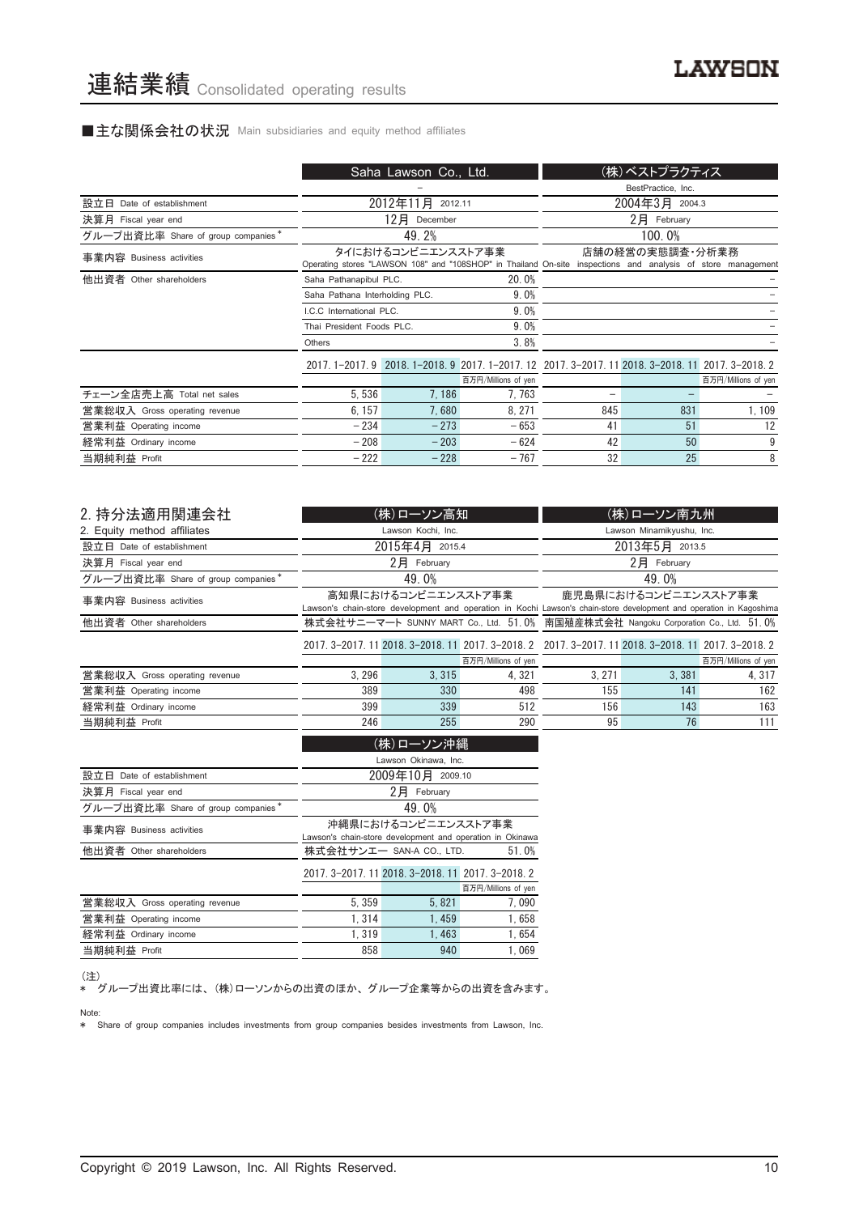# 連結業績 Consolidated operating results

## ■主な関係会社の状況 Main subsidiaries and equity method affiliates

| | Saha Lawson Co., Ltd. | | | (株)ベストプラクティス | | |
|---|---|---|---|---|---|---|
| | – | | | BestPractice, Inc. | | |
| 設立日 Date of establishment | 2012年11月 2012.11 | | | 2004年3月 2004.3 | | |
| 決算月 Fiscal year end | 12月 December | | | 2月 February | | |
| グループ出資比率 Share of group companies * | 49.2% | | | 100.0% | | |
| 事業内容 Business activities | タイにおけるコンビニエンスストア事業 Operating stores "LAWSON 108" and "108SHOP" in Thailand | | | 店舗の経営の実態調査・分析業務 On-site inspections and analysis of store management | | |
| 他出資者 Other shareholders | Saha Pathanapibul PLC. | | 20.0% | | | – |
| | Saha Pathana Interholding PLC. | | 9.0% | | | – |
| | I.C.C International PLC. | | 9.0% | | | – |
| | Thai President Foods PLC. | | 9.0% | | | – |
| | Others | | 3.8% | | | – |
| | 2017.1–2017.9 | 2018.1–2018.9 | 2017.1–2017.12 | 2017.3–2017.11 | 2018.3–2018.11 | 2017.3–2018.2 |
| | | | 百万円/Millions of yen | | | 百万円/Millions of yen |
| チェーン全店売上高 Total net sales | 5,536 | 7,186 | 7,763 | – | – | – |
| 営業総収入 Gross operating revenue | 6,157 | 7,680 | 8,271 | 845 | 831 | 1,109 |
| 営業利益 Operating income | –234 | –273 | –653 | 41 | 51 | 12 |
| 経常利益 Ordinary income | –208 | –203 | –624 | 42 | 50 | 9 |
| 当期純利益 Profit | –222 | –228 | –767 | 32 | 25 | 8 |

## 2. 持分法適用関連会社 2. Equity method affiliates

| | (株)ローソン高知 | | | (株)ローソン南九州 | | |
|---|---|---|---|---|---|---|
| | Lawson Kochi, Inc. | | | Lawson Minamikyushu, Inc. | | |
| 設立日 Date of establishment | 2015年4月 2015.4 | | | 2013年5月 2013.5 | | |
| 決算月 Fiscal year end | 2月 February | | | 2月 February | | |
| グループ出資比率 Share of group companies * | 49.0% | | | 49.0% | | |
| 事業内容 Business activities | 高知県におけるコンビニエンスストア事業 Lawson's chain-store development and operation in Kochi | | | 鹿児島県におけるコンビニエンスストア事業 Lawson's chain-store development and operation in Kagoshima | | |
| 他出資者 Other shareholders | 株式会社サニーマート SUNNY MART Co., Ltd. | | 51.0% | 南国殖産株式会社 Nangoku Corporation Co., Ltd. | | 51.0% |
| | 2017.3–2017.11 | 2018.3–2018.11 | 2017.3–2018.2 | 2017.3–2017.11 | 2018.3–2018.11 | 2017.3–2018.2 |
| | | | 百万円/Millions of yen | | | 百万円/Millions of yen |
| 営業総収入 Gross operating revenue | 3,296 | 3,315 | 4,321 | 3,271 | 3,381 | 4,317 |
| 営業利益 Operating income | 389 | 330 | 498 | 155 | 141 | 162 |
| 経常利益 Ordinary income | 399 | 339 | 512 | 156 | 143 | 163 |
| 当期純利益 Profit | 246 | 255 | 290 | 95 | 76 | 111 |

| | (株)ローソン沖縄 | | |
|---|---|---|---|
| | Lawson Okinawa, Inc. | | |
| 設立日 Date of establishment | 2009年10月 2009.10 | | |
| 決算月 Fiscal year end | 2月 February | | |
| グループ出資比率 Share of group companies * | 49.0% | | |
| 事業内容 Business activities | 沖縄県におけるコンビニエンスストア事業 Lawson's chain-store development and operation in Okinawa | | |
| 他出資者 Other shareholders | 株式会社サンエー SAN-A CO., LTD. | | 51.0% |
| | 2017.3–2017.11 | 2018.3–2018.11 | 2017.3–2018.2 |
| | | | 百万円/Millions of yen |
| 営業総収入 Gross operating revenue | 5,359 | 5,821 | 7,090 |
| 営業利益 Operating income | 1,314 | 1,459 | 1,658 |
| 経常利益 Ordinary income | 1,319 | 1,463 | 1,654 |
| 当期純利益 Profit | 858 | 940 | 1,069 |

(注)
* グループ出資比率には、(株)ローソンからの出資のほか、グループ企業等からの出資を含みます。

Note:
* Share of group companies includes investments from group companies besides investments from Lawson, Inc.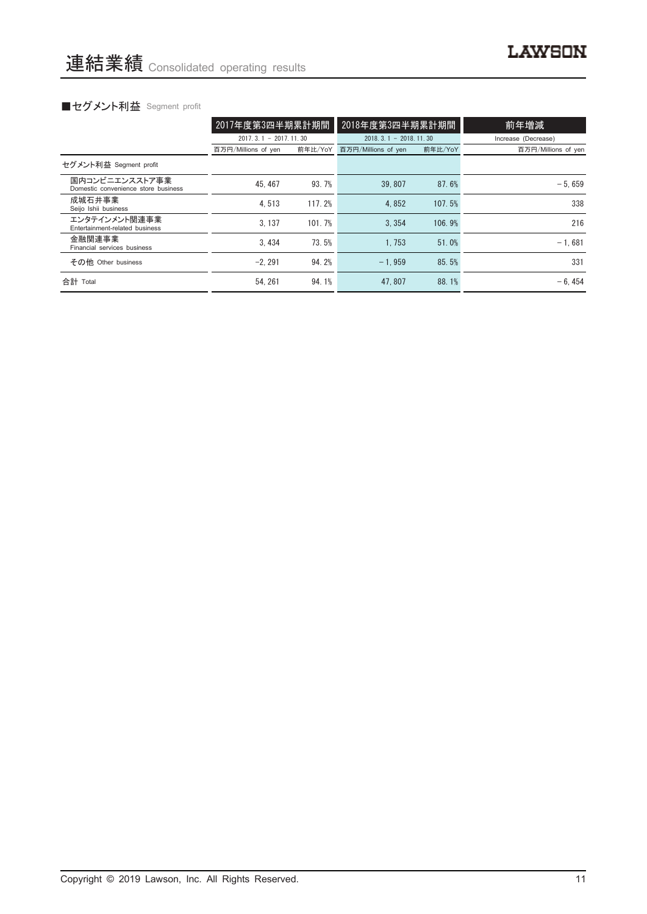# 連結業績 Consolidated operating results

### ■セグメント利益 Segment profit

| | 2017年度第3四半期累計期間 | | 2018年度第3四半期累計期間 | | 前年増減 |
|---|---|---|---|---|---|
| | 2017. 3. 1 – 2017. 11. 30 | | 2018. 3. 1 – 2018. 11. 30 | | Increase (Decrease) |
| | 百万円/Millions of yen | 前年比/YoY | 百万円/Millions of yen | 前年比/YoY | 百万円/Millions of yen |
| セグメント利益 Segment profit | | | | | |
| 国内コンビニエンスストア事業 Domestic convenience store business | 45, 467 | 93. 7% | 39, 807 | 87. 6% | – 5, 659 |
| 成城石井事業 Seijo Ishii business | 4, 513 | 117. 2% | 4, 852 | 107. 5% | 338 |
| エンタテインメント関連事業 Entertainment-related business | 3, 137 | 101. 7% | 3, 354 | 106. 9% | 216 |
| 金融関連事業 Financial services business | 3, 434 | 73. 5% | 1, 753 | 51. 0% | – 1, 681 |
| その他 Other business | –2, 291 | 94. 2% | – 1, 959 | 85. 5% | 331 |
| 合計 Total | 54, 261 | 94. 1% | 47, 807 | 88. 1% | – 6, 454 |

Copyright © 2019 Lawson, Inc. All Rights Reserved.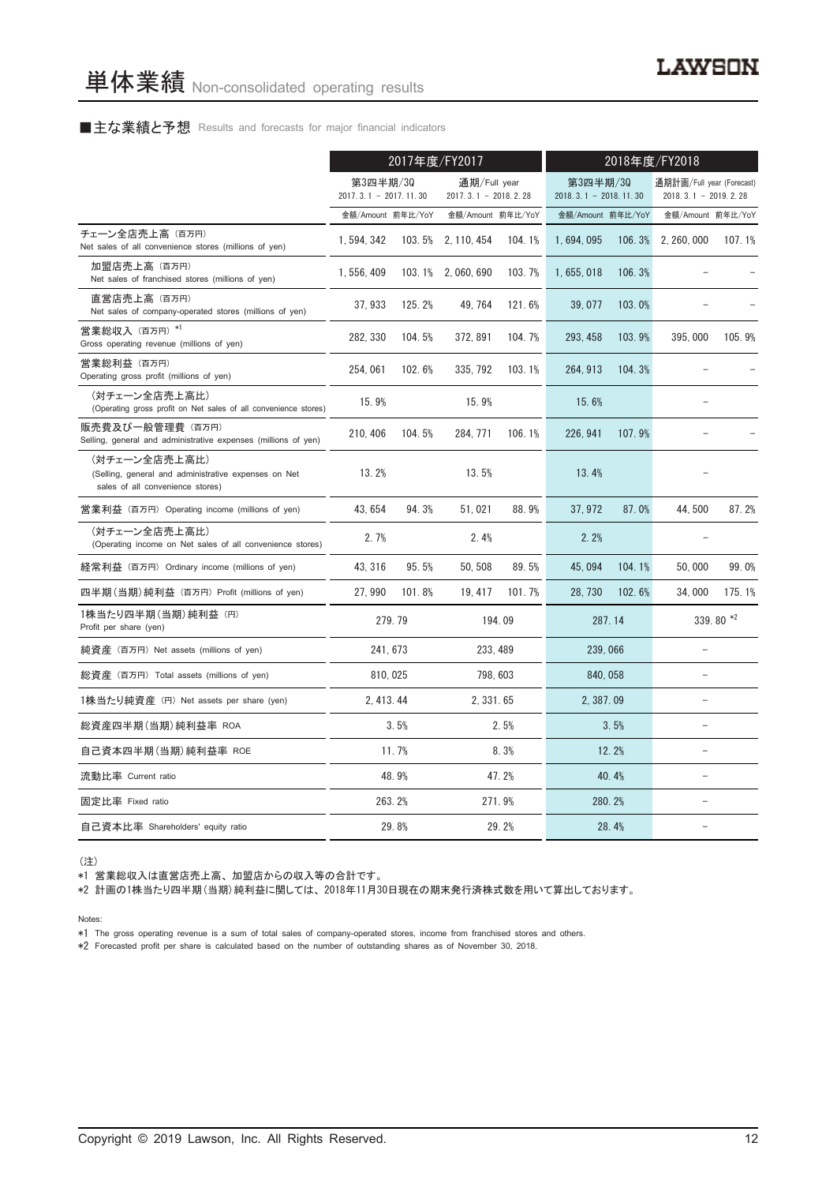# 単体業績 Non-consolidated operating results

■主な業績と予想 Results and forecasts for major financial indicators

| | 2017年度/FY2017 | | | | 2018年度/FY2018 | | | |
|---|---|---|---|---|---|---|---|---|
| | 第3四半期/3Q 2017. 3. 1 - 2017. 11. 30 | | 通期/Full year 2017. 3. 1 - 2018. 2. 28 | | 第3四半期/3Q 2018. 3. 1 - 2018. 11. 30 | | 通期計画/Full year (Forecast) 2018. 3. 1 - 2019. 2. 28 | |
| | 金額/Amount | 前年比/YoY | 金額/Amount | 前年比/YoY | 金額/Amount | 前年比/YoY | 金額/Amount | 前年比/YoY |
| チェーン全店売上高（百万円） Net sales of all convenience stores (millions of yen) | 1, 594, 342 | 103. 5% | 2, 110, 454 | 104. 1% | 1, 694, 095 | 106. 3% | 2, 260, 000 | 107. 1% |
| 加盟店売上高（百万円） Net sales of franchised stores (millions of yen) | 1, 556, 409 | 103. 1% | 2, 060, 690 | 103. 7% | 1, 655, 018 | 106. 3% | – | – |
| 直営店売上高（百万円） Net sales of company-operated stores (millions of yen) | 37, 933 | 125. 2% | 49, 764 | 121. 6% | 39, 077 | 103. 0% | – | – |
| 営業総収入（百万円）[*1] Gross operating revenue (millions of yen) | 282, 330 | 104. 5% | 372, 891 | 104. 7% | 293, 458 | 103. 9% | 395, 000 | 105. 9% |
| 営業総利益（百万円） Operating gross profit (millions of yen) | 254, 061 | 102. 6% | 335, 792 | 103. 1% | 264, 913 | 104. 3% | – | – |
| （対チェーン全店売上高比） (Operating gross profit on Net sales of all convenience stores) | 15. 9% | | 15. 9% | | 15. 6% | | – | |
| 販売費及び一般管理費（百万円） Selling, general and administrative expenses (millions of yen) | 210, 406 | 104. 5% | 284, 771 | 106. 1% | 226, 941 | 107. 9% | – | – |
| （対チェーン全店売上高比） (Selling, general and administrative expenses on Net sales of all convenience stores) | 13. 2% | | 13. 5% | | 13. 4% | | – | |
| 営業利益（百万円） Operating income (millions of yen) | 43, 654 | 94. 3% | 51, 021 | 88. 9% | 37, 972 | 87. 0% | 44, 500 | 87. 2% |
| （対チェーン全店売上高比） (Operating income on Net sales of all convenience stores) | 2. 7% | | 2. 4% | | 2. 2% | | – | |
| 経常利益（百万円） Ordinary income (millions of yen) | 43, 316 | 95. 5% | 50, 508 | 89. 5% | 45, 094 | 104. 1% | 50, 000 | 99. 0% |
| 四半期(当期)純利益（百万円） Profit (millions of yen) | 27, 990 | 101. 8% | 19, 417 | 101. 7% | 28, 730 | 102. 6% | 34, 000 | 175. 1% |
| 1株当たり四半期(当期)純利益（円） Profit per share (yen) | 279. 79 | | 194. 09 | | 287. 14 | | 339. 80 [*2] | |
| 純資産（百万円） Net assets (millions of yen) | 241, 673 | | 233, 489 | | 239, 066 | | – | |
| 総資産（百万円） Total assets (millions of yen) | 810, 025 | | 798, 603 | | 840, 058 | | – | |
| 1株当たり純資産（円） Net assets per share (yen) | 2, 413. 44 | | 2, 331. 65 | | 2, 387. 09 | | – | |
| 総資産四半期(当期)純利益率 ROA | 3. 5% | | 2. 5% | | 3. 5% | | – | |
| 自己資本四半期(当期)純利益率 ROE | 11. 7% | | 8. 3% | | 12. 2% | | – | |
| 流動比率 Current ratio | 48. 9% | | 47. 2% | | 40. 4% | | – | |
| 固定比率 Fixed ratio | 263. 2% | | 271. 9% | | 280. 2% | | – | |
| 自己資本比率 Shareholders' equity ratio | 29. 8% | | 29. 2% | | 28. 4% | | – | |

（注）

*1 営業総収入は直営店売上高、加盟店からの収入等の合計です。

*2 計画の1株当たり四半期(当期)純利益に関しては、2018年11月30日現在の期末発行済株式数を用いて算出しております。

Notes:

*1 The gross operating revenue is a sum of total sales of company-operated stores, income from franchised stores and others.

*2 Forecasted profit per share is calculated based on the number of outstanding shares as of November 30, 2018.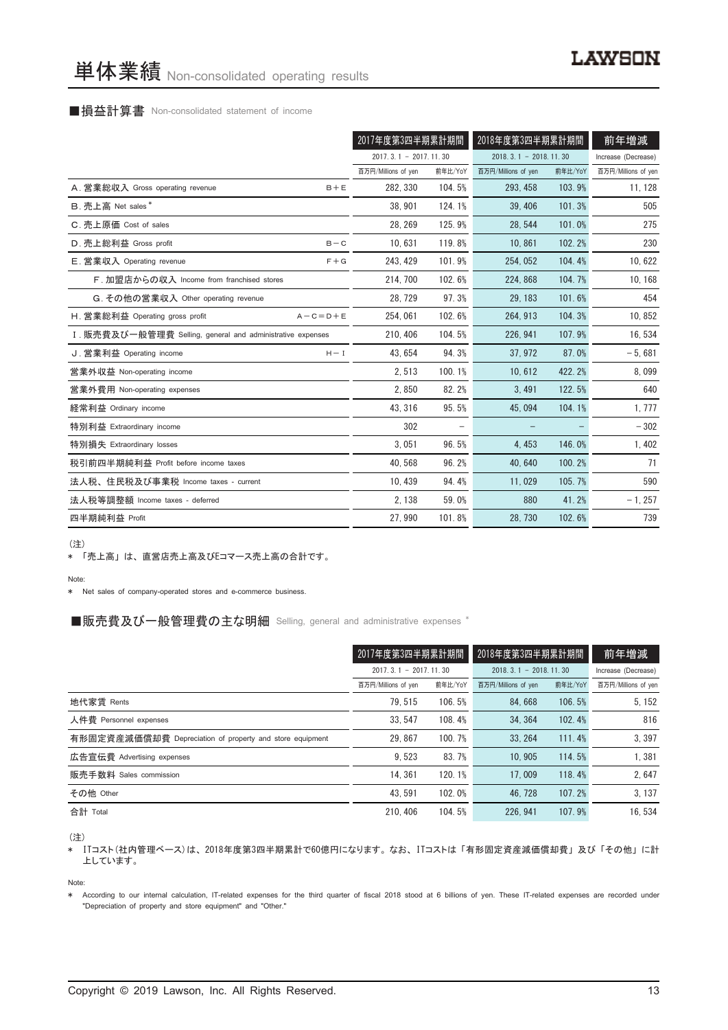# 単体業績 Non-consolidated operating results

## ■損益計算書 Non-consolidated statement of income

| | | 2017年度第3四半期累計期間 | | 2018年度第3四半期累計期間 | | 前年増減 |
|---|---|---|---|---|---|---|
| | | 2017. 3. 1 － 2017. 11. 30 | | 2018. 3. 1 － 2018. 11. 30 | | Increase (Decrease) |
| | | 百万円/Millions of yen | 前年比/YoY | 百万円/Millions of yen | 前年比/YoY | 百万円/Millions of yen |
| A. 営業総収入 Gross operating revenue | B＋E | 282, 330 | 104. 5% | 293, 458 | 103. 9% | 11, 128 |
| B. 売上高 Net sales＊ | | 38, 901 | 124. 1% | 39, 406 | 101. 3% | 505 |
| C. 売上原価 Cost of sales | | 28, 269 | 125. 9% | 28, 544 | 101. 0% | 275 |
| D. 売上総利益 Gross profit | B－C | 10, 631 | 119. 8% | 10, 861 | 102. 2% | 230 |
| E. 営業収入 Operating revenue | F＋G | 243, 429 | 101. 9% | 254, 052 | 104. 4% | 10, 622 |
| F. 加盟店からの収入 Income from franchised stores | | 214, 700 | 102. 6% | 224, 868 | 104. 7% | 10, 168 |
| G. その他の営業収入 Other operating revenue | | 28, 729 | 97. 3% | 29, 183 | 101. 6% | 454 |
| H. 営業総利益 Operating gross profit | A－C＝D＋E | 254, 061 | 102. 6% | 264, 913 | 104. 3% | 10, 852 |
| I. 販売費及び一般管理費 Selling, general and administrative expenses | | 210, 406 | 104. 5% | 226, 941 | 107. 9% | 16, 534 |
| J. 営業利益 Operating income | H－I | 43, 654 | 94. 3% | 37, 972 | 87. 0% | －5, 681 |
| 営業外収益 Non-operating income | | 2, 513 | 100. 1% | 10, 612 | 422. 2% | 8, 099 |
| 営業外費用 Non-operating expenses | | 2, 850 | 82. 2% | 3, 491 | 122. 5% | 640 |
| 経常利益 Ordinary income | | 43, 316 | 95. 5% | 45, 094 | 104. 1% | 1, 777 |
| 特別利益 Extraordinary income | | 302 | － | － | － | －302 |
| 特別損失 Extraordinary losses | | 3, 051 | 96. 5% | 4, 453 | 146. 0% | 1, 402 |
| 税引前四半期純利益 Profit before income taxes | | 40, 568 | 96. 2% | 40, 640 | 100. 2% | 71 |
| 法人税、住民税及び事業税 Income taxes - current | | 10, 439 | 94. 4% | 11, 029 | 105. 7% | 590 |
| 法人税等調整額 Income taxes - deferred | | 2, 138 | 59. 0% | 880 | 41. 2% | －1, 257 |
| 四半期純利益 Profit | | 27, 990 | 101. 8% | 28, 730 | 102. 6% | 739 |

（注）
＊ 「売上高」は、直営店売上高及びEコマース売上高の合計です。

Note:
＊ Net sales of company-operated stores and e-commerce business.

## ■販売費及び一般管理費の主な明細 Selling, general and administrative expenses ＊

| | 2017年度第3四半期累計期間 | | 2018年度第3四半期累計期間 | | 前年増減 |
|---|---|---|---|---|---|
| | 2017. 3. 1 － 2017. 11. 30 | | 2018. 3. 1 － 2018. 11. 30 | | Increase (Decrease) |
| | 百万円/Millions of yen | 前年比/YoY | 百万円/Millions of yen | 前年比/YoY | 百万円/Millions of yen |
| 地代家賃 Rents | 79, 515 | 106. 5% | 84, 668 | 106. 5% | 5, 152 |
| 人件費 Personnel expenses | 33, 547 | 108. 4% | 34, 364 | 102. 4% | 816 |
| 有形固定資産減価償却費 Depreciation of property and store equipment | 29, 867 | 100. 7% | 33, 264 | 111. 4% | 3, 397 |
| 広告宣伝費 Advertising expenses | 9, 523 | 83. 7% | 10, 905 | 114. 5% | 1, 381 |
| 販売手数料 Sales commission | 14, 361 | 120. 1% | 17, 009 | 118. 4% | 2, 647 |
| その他 Other | 43, 591 | 102. 0% | 46, 728 | 107. 2% | 3, 137 |
| 合計 Total | 210, 406 | 104. 5% | 226, 941 | 107. 9% | 16, 534 |

（注）
＊ ITコスト（社内管理ベース）は、2018年度第3四半期累計で60億円になります。なお、ITコストは「有形固定資産減価償却費」及び「その他」に計上しています。

Note:
＊ According to our internal calculation, IT-related expenses for the third quarter of fiscal 2018 stood at 6 billions of yen. These IT-related expenses are recorded under "Depreciation of property and store equipment" and "Other."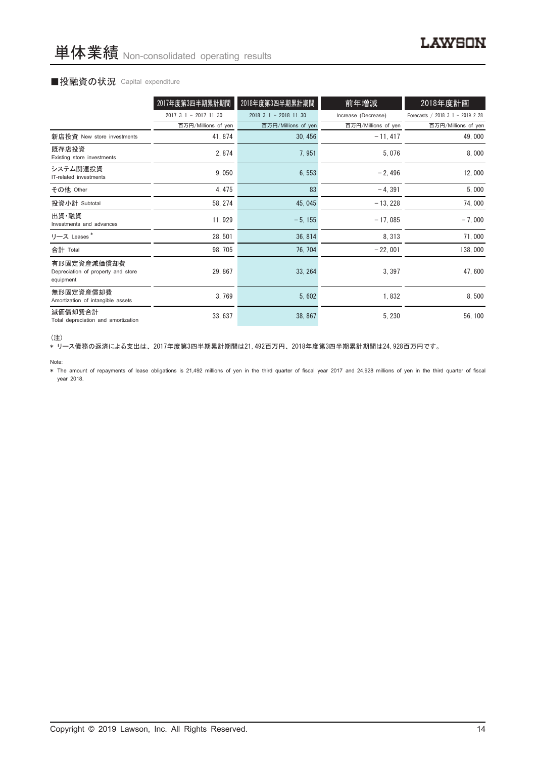# 単体業績 Non-consolidated operating results

## ■投融資の状況 Capital expenditure

| | 2017年度第3四半期累計期間 | 2018年度第3四半期累計期間 | 前年増減 | 2018年度計画 |
|---|---|---|---|---|
| | 2017. 3. 1 － 2017. 11. 30 | 2018. 3. 1 － 2018. 11. 30 | Increase (Decrease) | Forecasts ／ 2018. 3. 1 － 2019. 2. 28 |
| | 百万円/Millions of yen | 百万円/Millions of yen | 百万円/Millions of yen | 百万円/Millions of yen |
| 新店投資 New store investments | 41, 874 | 30, 456 | －11, 417 | 49, 000 |
| 既存店投資 Existing store investments | 2, 874 | 7, 951 | 5, 076 | 8, 000 |
| システム関連投資 IT-related investments | 9, 050 | 6, 553 | －2, 496 | 12, 000 |
| その他 Other | 4, 475 | 83 | －4, 391 | 5, 000 |
| 投資小計 Subtotal | 58, 274 | 45, 045 | －13, 228 | 74, 000 |
| 出資・融資 Investments and advances | 11, 929 | －5, 155 | －17, 085 | －7, 000 |
| リース Leases * | 28, 501 | 36, 814 | 8, 313 | 71, 000 |
| 合計 Total | 98, 705 | 76, 704 | －22, 001 | 138, 000 |
| 有形固定資産減価償却費 Depreciation of property and store equipment | 29, 867 | 33, 264 | 3, 397 | 47, 600 |
| 無形固定資産償却費 Amortization of intangible assets | 3, 769 | 5, 602 | 1, 832 | 8, 500 |
| 減価償却費合計 Total depreciation and amortization | 33, 637 | 38, 867 | 5, 230 | 56, 100 |

（注）

* リース債務の返済による支出は、2017年度第3四半期累計期間は21, 492百万円、2018年度第3四半期累計期間は24, 928百万円です。

Note:

* The amount of repayments of lease obligations is 21,492 millions of yen in the third quarter of fiscal year 2017 and 24,928 millions of yen in the third quarter of fiscal year 2018.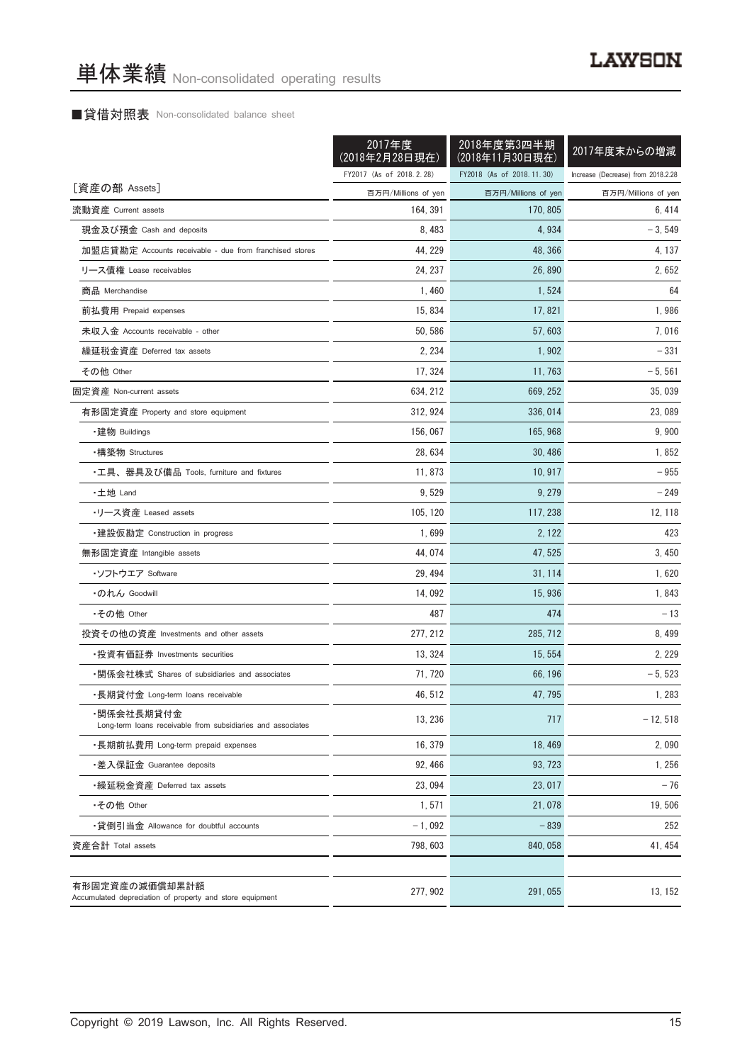# 単体業績 Non-consolidated operating results

## ■貸借対照表 Non-consolidated balance sheet

| | 2017年度 (2018年2月28日現在) | 2018年度第3四半期 (2018年11月30日現在) | 2017年度末からの増減 |
|---|---|---|---|
| | FY2017 (As of 2018.2.28) | FY2018 (As of 2018.11.30) | Increase (Decrease) from 2018.2.28 |
| ［資産の部 Assets］ | 百万円/Millions of yen | 百万円/Millions of yen | 百万円/Millions of yen |
| 流動資産 Current assets | 164,391 | 170,805 | 6,414 |
| 現金及び預金 Cash and deposits | 8,483 | 4,934 | －3,549 |
| 加盟店貸勘定 Accounts receivable - due from franchised stores | 44,229 | 48,366 | 4,137 |
| リース債権 Lease receivables | 24,237 | 26,890 | 2,652 |
| 商品 Merchandise | 1,460 | 1,524 | 64 |
| 前払費用 Prepaid expenses | 15,834 | 17,821 | 1,986 |
| 未収入金 Accounts receivable - other | 50,586 | 57,603 | 7,016 |
| 繰延税金資産 Deferred tax assets | 2,234 | 1,902 | －331 |
| その他 Other | 17,324 | 11,763 | －5,561 |
| 固定資産 Non-current assets | 634,212 | 669,252 | 35,039 |
| 有形固定資産 Property and store equipment | 312,924 | 336,014 | 23,089 |
| ・建物 Buildings | 156,067 | 165,968 | 9,900 |
| ・構築物 Structures | 28,634 | 30,486 | 1,852 |
| ・工具、器具及び備品 Tools, furniture and fixtures | 11,873 | 10,917 | －955 |
| ・土地 Land | 9,529 | 9,279 | －249 |
| ・リース資産 Leased assets | 105,120 | 117,238 | 12,118 |
| ・建設仮勘定 Construction in progress | 1,699 | 2,122 | 423 |
| 無形固定資産 Intangible assets | 44,074 | 47,525 | 3,450 |
| ・ソフトウエア Software | 29,494 | 31,114 | 1,620 |
| ・のれん Goodwill | 14,092 | 15,936 | 1,843 |
| ・その他 Other | 487 | 474 | －13 |
| 投資その他の資産 Investments and other assets | 277,212 | 285,712 | 8,499 |
| ・投資有価証券 Investments securities | 13,324 | 15,554 | 2,229 |
| ・関係会社株式 Shares of subsidiaries and associates | 71,720 | 66,196 | －5,523 |
| ・長期貸付金 Long-term loans receivable | 46,512 | 47,795 | 1,283 |
| ・関係会社長期貸付金 Long-term loans receivable from subsidiaries and associates | 13,236 | 717 | －12,518 |
| ・長期前払費用 Long-term prepaid expenses | 16,379 | 18,469 | 2,090 |
| ・差入保証金 Guarantee deposits | 92,466 | 93,723 | 1,256 |
| ・繰延税金資産 Deferred tax assets | 23,094 | 23,017 | －76 |
| ・その他 Other | 1,571 | 21,078 | 19,506 |
| ・貸倒引当金 Allowance for doubtful accounts | －1,092 | －839 | 252 |
| 資産合計 Total assets | 798,603 | 840,058 | 41,454 |
| | | | |
| 有形固定資産の減価償却累計額 Accumulated depreciation of property and store equipment | 277,902 | 291,055 | 13,152 |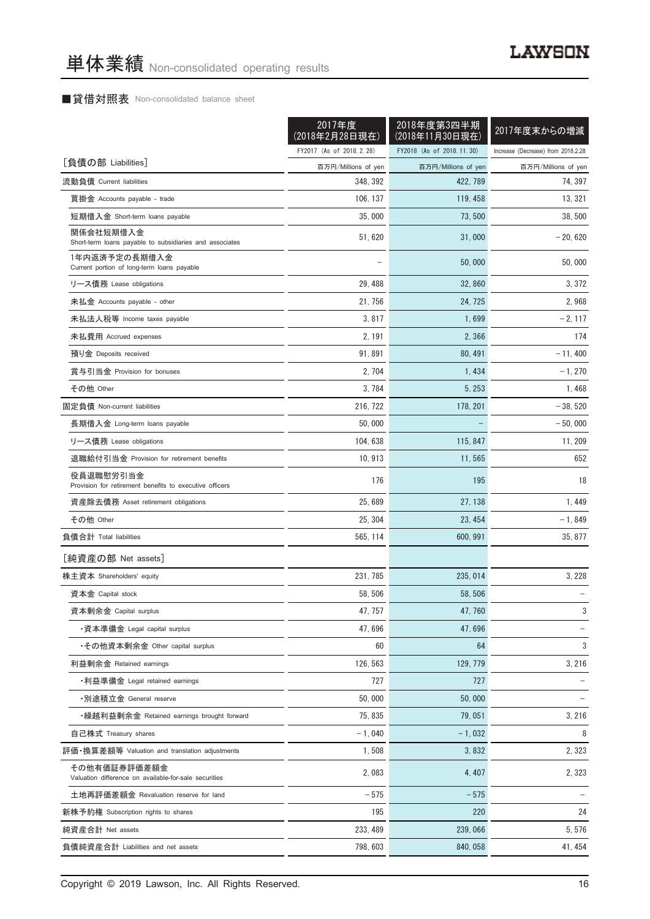# 単体業績 Non-consolidated operating results

### ■貸借対照表 Non-consolidated balance sheet

| | 2017年度(2018年2月28日現在) FY2017 (As of 2018.2.28) | 2018年度第3四半期(2018年11月30日現在) FY2018 (As of 2018.11.30) | 2017年度末からの増減 Increase (Decrease) from 2018.2.28 |
|---|---|---|---|
| [負債の部 Liabilities] | 百万円/Millions of yen | 百万円/Millions of yen | 百万円/Millions of yen |
| 流動負債 Current liabilities | 348, 392 | 422, 789 | 74, 397 |
| 買掛金 Accounts payable - trade | 106, 137 | 119, 458 | 13, 321 |
| 短期借入金 Short-term loans payable | 35, 000 | 73, 500 | 38, 500 |
| 関係会社短期借入金 Short-term loans payable to subsidiaries and associates | 51, 620 | 31, 000 | – 20, 620 |
| 1年内返済予定の長期借入金 Current portion of long-term loans payable | – | 50, 000 | 50, 000 |
| リース債務 Lease obligations | 29, 488 | 32, 860 | 3, 372 |
| 未払金 Accounts payable - other | 21, 756 | 24, 725 | 2, 968 |
| 未払法人税等 Income taxes payable | 3, 817 | 1, 699 | – 2, 117 |
| 未払費用 Accrued expenses | 2, 191 | 2, 366 | 174 |
| 預り金 Deposits received | 91, 891 | 80, 491 | – 11, 400 |
| 賞与引当金 Provision for bonuses | 2, 704 | 1, 434 | – 1, 270 |
| その他 Other | 3, 784 | 5, 253 | 1, 468 |
| 固定負債 Non-current liabilities | 216, 722 | 178, 201 | – 38, 520 |
| 長期借入金 Long-term loans payable | 50, 000 | – | – 50, 000 |
| リース債務 Lease obligations | 104, 638 | 115, 847 | 11, 209 |
| 退職給付引当金 Provision for retirement benefits | 10, 913 | 11, 565 | 652 |
| 役員退職慰労引当金 Provision for retirement benefits to executive officers | 176 | 195 | 18 |
| 資産除去債務 Asset retirement obligations | 25, 689 | 27, 138 | 1, 449 |
| その他 Other | 25, 304 | 23, 454 | – 1, 849 |
| 負債合計 Total liabilities | 565, 114 | 600, 991 | 35, 877 |
| [純資産の部 Net assets] | | | |
| 株主資本 Shareholders' equity | 231, 785 | 235, 014 | 3, 228 |
| 資本金 Capital stock | 58, 506 | 58, 506 | – |
| 資本剰余金 Capital surplus | 47, 757 | 47, 760 | 3 |
| ・資本準備金 Legal capital surplus | 47, 696 | 47, 696 | – |
| ・その他資本剰余金 Other capital surplus | 60 | 64 | 3 |
| 利益剰余金 Retained earnings | 126, 563 | 129, 779 | 3, 216 |
| ・利益準備金 Legal retained earnings | 727 | 727 | – |
| ・別途積立金 General reserve | 50, 000 | 50, 000 | – |
| ・繰越利益剰余金 Retained earnings brought forward | 75, 835 | 79, 051 | 3, 216 |
| 自己株式 Treasury shares | – 1, 040 | – 1, 032 | 8 |
| 評価・換算差額等 Valuation and translation adjustments | 1, 508 | 3, 832 | 2, 323 |
| その他有価証券評価差額金 Valuation difference on available-for-sale securities | 2, 083 | 4, 407 | 2, 323 |
| 土地再評価差額金 Revaluation reserve for land | – 575 | – 575 | – |
| 新株予約権 Subscription rights to shares | 195 | 220 | 24 |
| 純資産合計 Net assets | 233, 489 | 239, 066 | 5, 576 |
| 負債純資産合計 Liabilities and net assets | 798, 603 | 840, 058 | 41, 454 |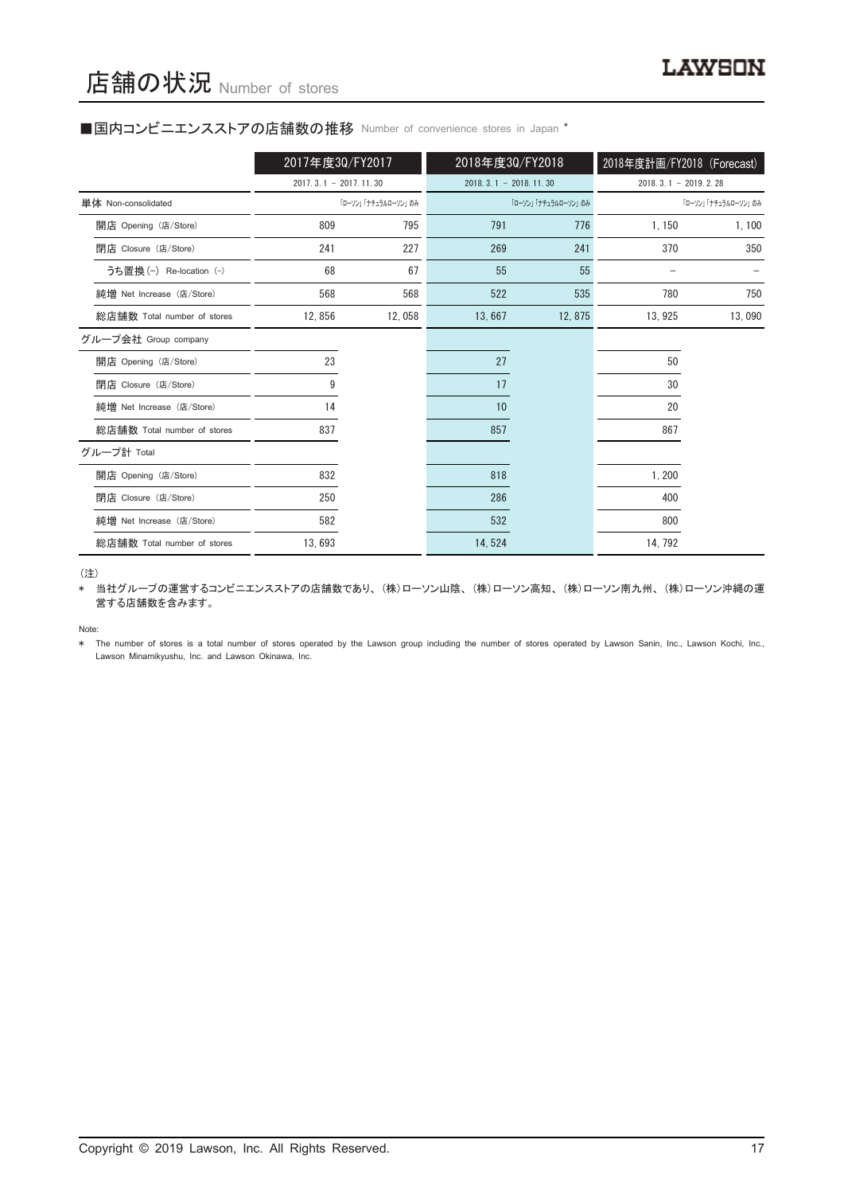# 店舗の状況 Number of stores

## ■国内コンビニエンスストアの店舗数の推移 Number of convenience stores in Japan *

| | 2017年度3Q/FY2017 | | 2018年度3Q/FY2018 | | 2018年度計画/FY2018 (Forecast) | |
|---|---|---|---|---|---|---|
| | 2017. 3. 1 － 2017. 11. 30 | | 2018. 3. 1 － 2018. 11. 30 | | 2018. 3. 1 － 2019. 2. 28 | |
| 単体 Non-consolidated | | 「ローソン」「ナチュラルローソン」のみ | | 「ローソン」「ナチュラルローソン」のみ | | 「ローソン」「ナチュラルローソン」のみ |
| 開店 Opening (店/Store) | 809 | 795 | 791 | 776 | 1, 150 | 1, 100 |
| 閉店 Closure (店/Store) | 241 | 227 | 269 | 241 | 370 | 350 |
| うち置換 (-) Re-location (-) | 68 | 67 | 55 | 55 | – | – |
| 純増 Net Increase (店/Store) | 568 | 568 | 522 | 535 | 780 | 750 |
| 総店舗数 Total number of stores | 12, 856 | 12, 058 | 13, 667 | 12, 875 | 13, 925 | 13, 090 |
| グループ会社 Group company | | | | | | |
| 開店 Opening (店/Store) | 23 | | 27 | | 50 | |
| 閉店 Closure (店/Store) | 9 | | 17 | | 30 | |
| 純増 Net Increase (店/Store) | 14 | | 10 | | 20 | |
| 総店舗数 Total number of stores | 837 | | 857 | | 867 | |
| グループ計 Total | | | | | | |
| 開店 Opening (店/Store) | 832 | | 818 | | 1, 200 | |
| 閉店 Closure (店/Store) | 250 | | 286 | | 400 | |
| 純増 Net Increase (店/Store) | 582 | | 532 | | 800 | |
| 総店舗数 Total number of stores | 13, 693 | | 14, 524 | | 14, 792 | |

(注)

＊ 当社グループの運営するコンビニエンスストアの店舗数であり、(株)ローソン山陰、(株)ローソン高知、(株)ローソン南九州、(株)ローソン沖縄の運営する店舗数を含みます。

Note:

＊ The number of stores is a total number of stores operated by the Lawson group including the number of stores operated by Lawson Sanin, Inc., Lawson Kochi, Inc., Lawson Minamikyushu, Inc. and Lawson Okinawa, Inc.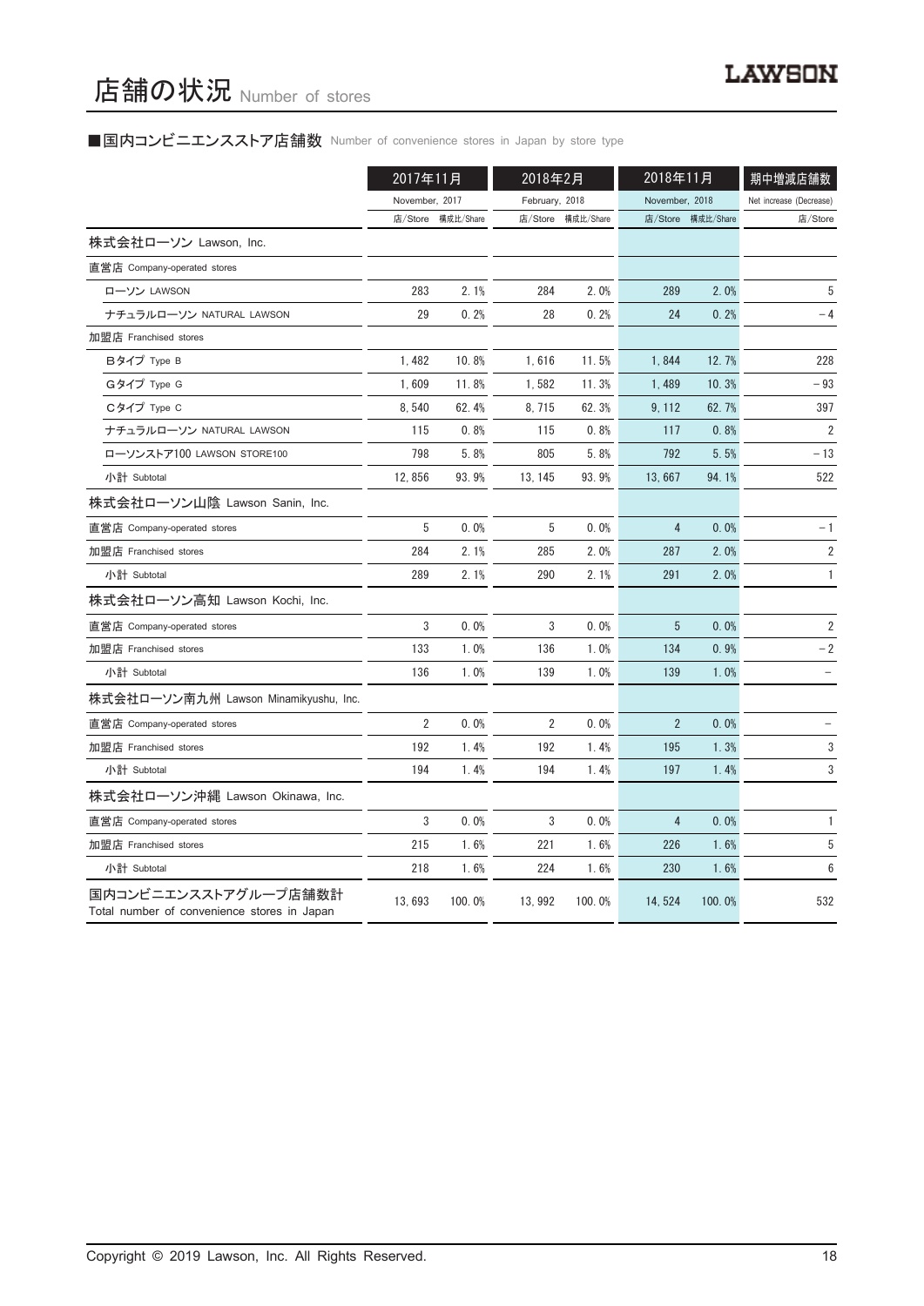# 店舗の状況 Number of stores

## ■国内コンビニエンスストア店舗数 Number of convenience stores in Japan by store type

| | 2017年11月 November, 2017 | | 2018年2月 February, 2018 | | 2018年11月 November, 2018 | | 期中増減店舗数 Net increase (Decrease) |
|---|---|---|---|---|---|---|---|
| | 店/Store | 構成比/Share | 店/Store | 構成比/Share | 店/Store | 構成比/Share | 店/Store |
| **株式会社ローソン Lawson, Inc.** | | | | | | | |
| 直営店 Company-operated stores | | | | | | | |
| ローソン LAWSON | 283 | 2.1% | 284 | 2.0% | 289 | 2.0% | 5 |
| ナチュラルローソン NATURAL LAWSON | 29 | 0.2% | 28 | 0.2% | 24 | 0.2% | − 4 |
| 加盟店 Franchised stores | | | | | | | |
| Bタイプ Type B | 1,482 | 10.8% | 1,616 | 11.5% | 1,844 | 12.7% | 228 |
| Gタイプ Type G | 1,609 | 11.8% | 1,582 | 11.3% | 1,489 | 10.3% | − 93 |
| Cタイプ Type C | 8,540 | 62.4% | 8,715 | 62.3% | 9,112 | 62.7% | 397 |
| ナチュラルローソン NATURAL LAWSON | 115 | 0.8% | 115 | 0.8% | 117 | 0.8% | 2 |
| ローソンストア100 LAWSON STORE100 | 798 | 5.8% | 805 | 5.8% | 792 | 5.5% | − 13 |
| 小計 Subtotal | 12,856 | 93.9% | 13,145 | 93.9% | 13,667 | 94.1% | 522 |
| **株式会社ローソン山陰 Lawson Sanin, Inc.** | | | | | | | |
| 直営店 Company-operated stores | 5 | 0.0% | 5 | 0.0% | 4 | 0.0% | − 1 |
| 加盟店 Franchised stores | 284 | 2.1% | 285 | 2.0% | 287 | 2.0% | 2 |
| 小計 Subtotal | 289 | 2.1% | 290 | 2.1% | 291 | 2.0% | 1 |
| **株式会社ローソン高知 Lawson Kochi, Inc.** | | | | | | | |
| 直営店 Company-operated stores | 3 | 0.0% | 3 | 0.0% | 5 | 0.0% | 2 |
| 加盟店 Franchised stores | 133 | 1.0% | 136 | 1.0% | 134 | 0.9% | − 2 |
| 小計 Subtotal | 136 | 1.0% | 139 | 1.0% | 139 | 1.0% | − |
| **株式会社ローソン南九州 Lawson Minamikyushu, Inc.** | | | | | | | |
| 直営店 Company-operated stores | 2 | 0.0% | 2 | 0.0% | 2 | 0.0% | − |
| 加盟店 Franchised stores | 192 | 1.4% | 192 | 1.4% | 195 | 1.3% | 3 |
| 小計 Subtotal | 194 | 1.4% | 194 | 1.4% | 197 | 1.4% | 3 |
| **株式会社ローソン沖縄 Lawson Okinawa, Inc.** | | | | | | | |
| 直営店 Company-operated stores | 3 | 0.0% | 3 | 0.0% | 4 | 0.0% | 1 |
| 加盟店 Franchised stores | 215 | 1.6% | 221 | 1.6% | 226 | 1.6% | 5 |
| 小計 Subtotal | 218 | 1.6% | 224 | 1.6% | 230 | 1.6% | 6 |
| **国内コンビニエンスストアグループ店舗数計 Total number of convenience stores in Japan** | 13,693 | 100.0% | 13,992 | 100.0% | 14,524 | 100.0% | 532 |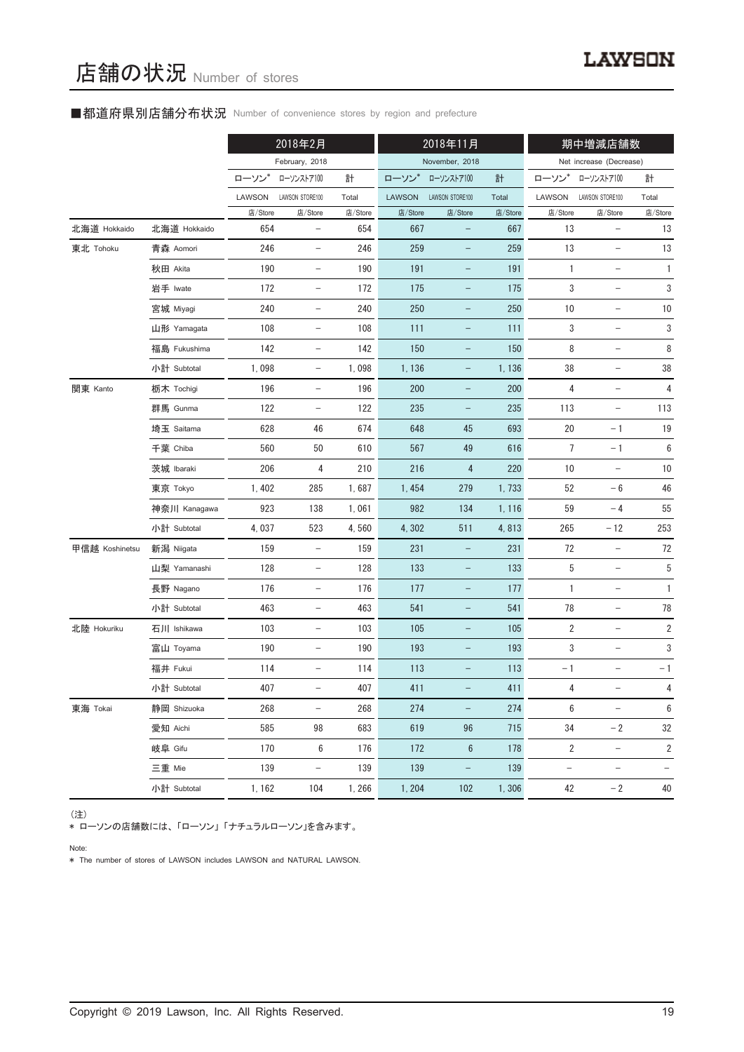# 店舗の状況 Number of stores

## ■都道府県別店舗分布状況 Number of convenience stores by region and prefecture

| | | 2018年2月 February, 2018 | | | 2018年11月 November, 2018 | | | 期中増減店舗数 Net increase (Decrease) | | |
|---|---|---|---|---|---|---|---|---|---|---|
| | | ローソン* LAWSON | ローソンストア100 LAWSON STORE100 | 計 Total | ローソン* LAWSON | ローソンストア100 LAWSON STORE100 | 計 Total | ローソン* LAWSON | ローソンストア100 LAWSON STORE100 | 計 Total |
| | | 店/Store | 店/Store | 店/Store | 店/Store | 店/Store | 店/Store | 店/Store | 店/Store | 店/Store |
| 北海道 Hokkaido | 北海道 Hokkaido | 654 | – | 654 | 667 | – | 667 | 13 | – | 13 |
| 東北 Tohoku | 青森 Aomori | 246 | – | 246 | 259 | – | 259 | 13 | – | 13 |
| | 秋田 Akita | 190 | – | 190 | 191 | – | 191 | 1 | – | 1 |
| | 岩手 Iwate | 172 | – | 172 | 175 | – | 175 | 3 | – | 3 |
| | 宮城 Miyagi | 240 | – | 240 | 250 | – | 250 | 10 | – | 10 |
| | 山形 Yamagata | 108 | – | 108 | 111 | – | 111 | 3 | – | 3 |
| | 福島 Fukushima | 142 | – | 142 | 150 | – | 150 | 8 | – | 8 |
| | 小計 Subtotal | 1, 098 | – | 1, 098 | 1, 136 | – | 1, 136 | 38 | – | 38 |
| 関東 Kanto | 栃木 Tochigi | 196 | – | 196 | 200 | – | 200 | 4 | – | 4 |
| | 群馬 Gunma | 122 | – | 122 | 235 | – | 235 | 113 | – | 113 |
| | 埼玉 Saitama | 628 | 46 | 674 | 648 | 45 | 693 | 20 | –1 | 19 |
| | 千葉 Chiba | 560 | 50 | 610 | 567 | 49 | 616 | 7 | –1 | 6 |
| | 茨城 Ibaraki | 206 | 4 | 210 | 216 | 4 | 220 | 10 | – | 10 |
| | 東京 Tokyo | 1, 402 | 285 | 1, 687 | 1, 454 | 279 | 1, 733 | 52 | –6 | 46 |
| | 神奈川 Kanagawa | 923 | 138 | 1, 061 | 982 | 134 | 1, 116 | 59 | –4 | 55 |
| | 小計 Subtotal | 4, 037 | 523 | 4, 560 | 4, 302 | 511 | 4, 813 | 265 | –12 | 253 |
| 甲信越 Koshinetsu | 新潟 Niigata | 159 | – | 159 | 231 | – | 231 | 72 | – | 72 |
| | 山梨 Yamanashi | 128 | – | 128 | 133 | – | 133 | 5 | – | 5 |
| | 長野 Nagano | 176 | – | 176 | 177 | – | 177 | 1 | – | 1 |
| | 小計 Subtotal | 463 | – | 463 | 541 | – | 541 | 78 | – | 78 |
| 北陸 Hokuriku | 石川 Ishikawa | 103 | – | 103 | 105 | – | 105 | 2 | – | 2 |
| | 富山 Toyama | 190 | – | 190 | 193 | – | 193 | 3 | – | 3 |
| | 福井 Fukui | 114 | – | 114 | 113 | – | 113 | –1 | – | –1 |
| | 小計 Subtotal | 407 | – | 407 | 411 | – | 411 | 4 | – | 4 |
| 東海 Tokai | 静岡 Shizuoka | 268 | – | 268 | 274 | – | 274 | 6 | – | 6 |
| | 愛知 Aichi | 585 | 98 | 683 | 619 | 96 | 715 | 34 | –2 | 32 |
| | 岐阜 Gifu | 170 | 6 | 176 | 172 | 6 | 178 | 2 | – | 2 |
| | 三重 Mie | 139 | – | 139 | 139 | – | 139 | – | – | – |
| | 小計 Subtotal | 1, 162 | 104 | 1, 266 | 1, 204 | 102 | 1, 306 | 42 | –2 | 40 |

（注）
* ローソンの店舗数には、「ローソン」「ナチュラルローソン」を含みます。

Note:
* The number of stores of LAWSON includes LAWSON and NATURAL LAWSON.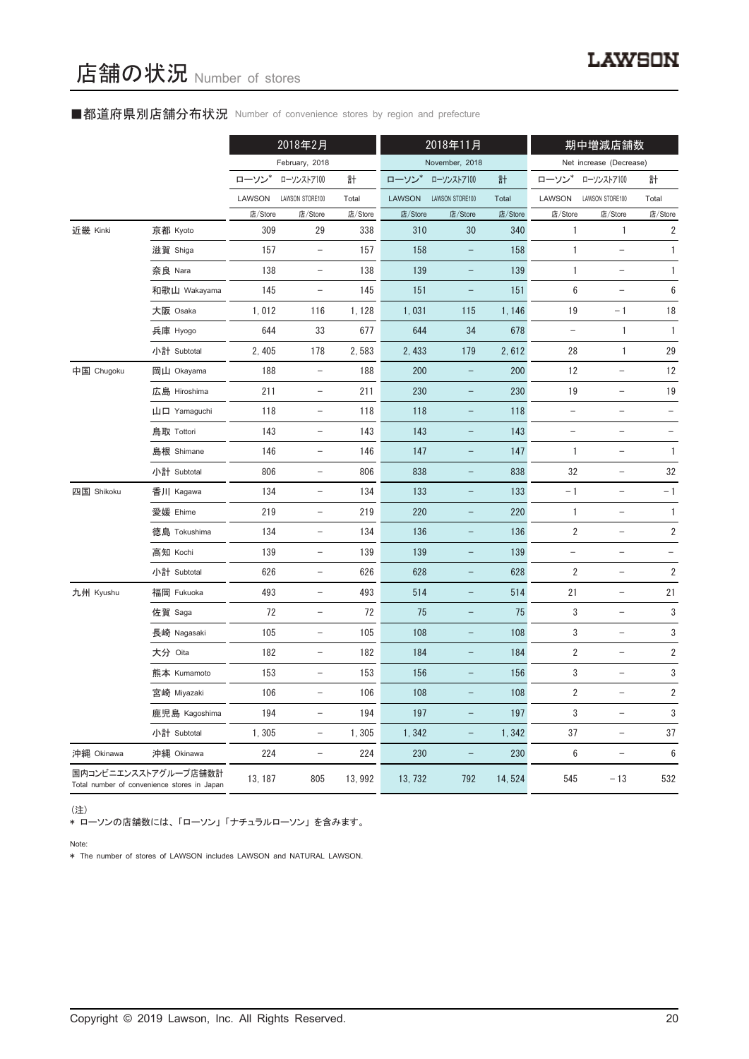# 店舗の状況 Number of stores

■都道府県別店舗分布状況 Number of convenience stores by region and prefecture

| | | 2018年2月 | | | 2018年11月 | | | 期中増減店舗数 | | |
|---|---|---|---|---|---|---|---|---|---|---|
| | | February, 2018 | | | November, 2018 | | | Net increase (Decrease) | | |
| | | ローソン* LAWSON | ローソンストア100 LAWSON STORE100 | 計 Total | ローソン* LAWSON | ローソンストア100 LAWSON STORE100 | 計 Total | ローソン* LAWSON | ローソンストア100 LAWSON STORE100 | 計 Total |
| | | 店/Store | 店/Store | 店/Store | 店/Store | 店/Store | 店/Store | 店/Store | 店/Store | 店/Store |
| 近畿 Kinki | 京都 Kyoto | 309 | 29 | 338 | 310 | 30 | 340 | 1 | 1 | 2 |
| | 滋賀 Shiga | 157 | – | 157 | 158 | – | 158 | 1 | – | 1 |
| | 奈良 Nara | 138 | – | 138 | 139 | – | 139 | 1 | – | 1 |
| | 和歌山 Wakayama | 145 | – | 145 | 151 | – | 151 | 6 | – | 6 |
| | 大阪 Osaka | 1, 012 | 116 | 1, 128 | 1, 031 | 115 | 1, 146 | 19 | –1 | 18 |
| | 兵庫 Hyogo | 644 | 33 | 677 | 644 | 34 | 678 | – | 1 | 1 |
| | 小計 Subtotal | 2, 405 | 178 | 2, 583 | 2, 433 | 179 | 2, 612 | 28 | 1 | 29 |
| 中国 Chugoku | 岡山 Okayama | 188 | – | 188 | 200 | – | 200 | 12 | – | 12 |
| | 広島 Hiroshima | 211 | – | 211 | 230 | – | 230 | 19 | – | 19 |
| | 山口 Yamaguchi | 118 | – | 118 | 118 | – | 118 | – | – | – |
| | 鳥取 Tottori | 143 | – | 143 | 143 | – | 143 | – | – | – |
| | 島根 Shimane | 146 | – | 146 | 147 | – | 147 | 1 | – | 1 |
| | 小計 Subtotal | 806 | – | 806 | 838 | – | 838 | 32 | – | 32 |
| 四国 Shikoku | 香川 Kagawa | 134 | – | 134 | 133 | – | 133 | –1 | – | –1 |
| | 愛媛 Ehime | 219 | – | 219 | 220 | – | 220 | 1 | – | 1 |
| | 徳島 Tokushima | 134 | – | 134 | 136 | – | 136 | 2 | – | 2 |
| | 高知 Kochi | 139 | – | 139 | 139 | – | 139 | – | – | – |
| | 小計 Subtotal | 626 | – | 626 | 628 | – | 628 | 2 | – | 2 |
| 九州 Kyushu | 福岡 Fukuoka | 493 | – | 493 | 514 | – | 514 | 21 | – | 21 |
| | 佐賀 Saga | 72 | – | 72 | 75 | – | 75 | 3 | – | 3 |
| | 長崎 Nagasaki | 105 | – | 105 | 108 | – | 108 | 3 | – | 3 |
| | 大分 Oita | 182 | – | 182 | 184 | – | 184 | 2 | – | 2 |
| | 熊本 Kumamoto | 153 | – | 153 | 156 | – | 156 | 3 | – | 3 |
| | 宮崎 Miyazaki | 106 | – | 106 | 108 | – | 108 | 2 | – | 2 |
| | 鹿児島 Kagoshima | 194 | – | 194 | 197 | – | 197 | 3 | – | 3 |
| | 小計 Subtotal | 1, 305 | – | 1, 305 | 1, 342 | – | 1, 342 | 37 | – | 37 |
| 沖縄 Okinawa | 沖縄 Okinawa | 224 | – | 224 | 230 | – | 230 | 6 | – | 6 |
| 国内コンビニエンスストアグループ店舗数計 Total number of convenience stores in Japan | | 13, 187 | 805 | 13, 992 | 13, 732 | 792 | 14, 524 | 545 | –13 | 532 |

（注）
* ローソンの店舗数には、「ローソン」「ナチュラルローソン」を含みます。

Note:
* The number of stores of LAWSON includes LAWSON and NATURAL LAWSON.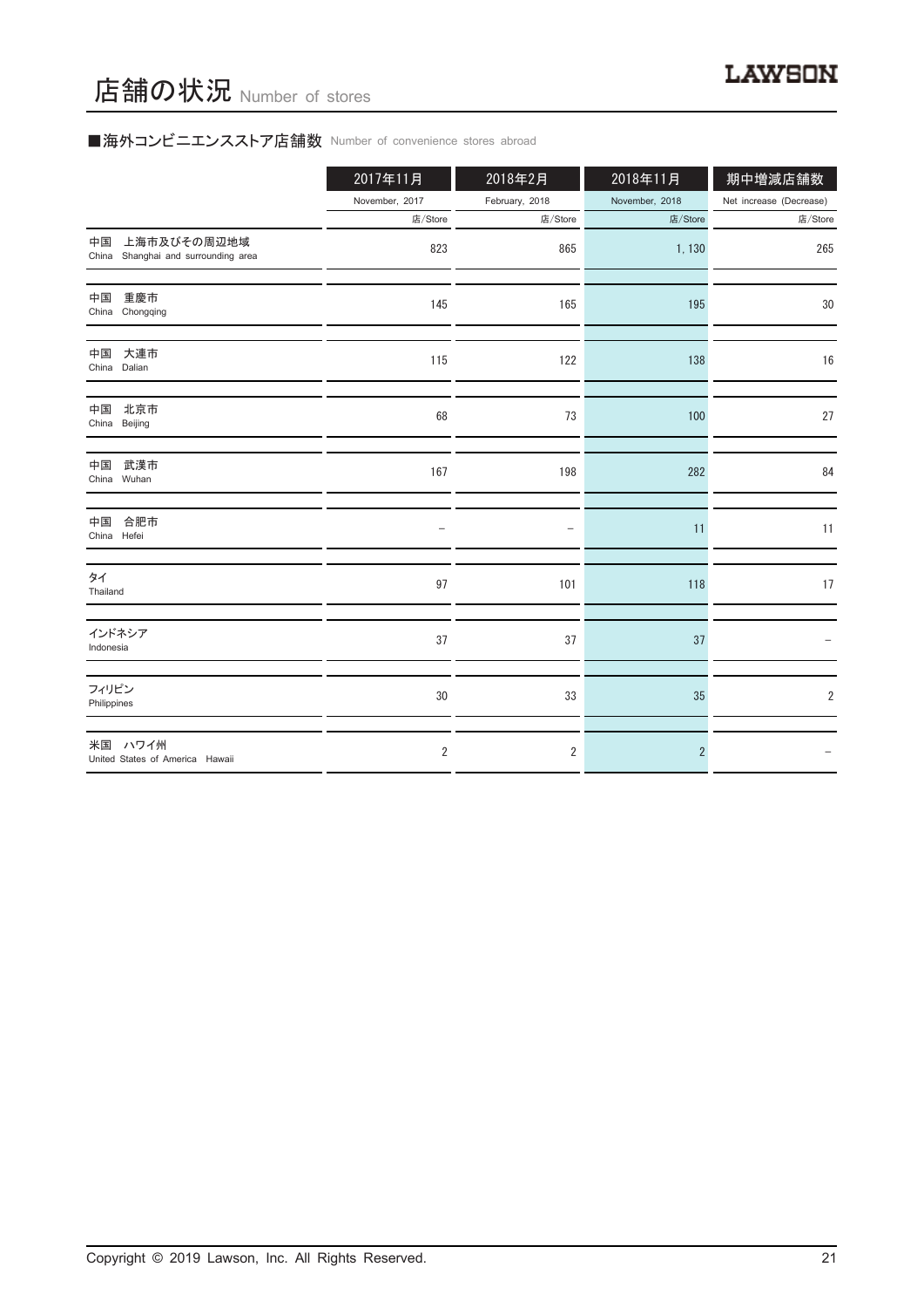# 店舗の状況 Number of stores

■海外コンビニエンスストア店舗数 Number of convenience stores abroad

| | 2017年11月<br>November, 2017<br>店/Store | 2018年2月<br>February, 2018<br>店/Store | 2018年11月<br>November, 2018<br>店/Store | 期中増減店舗数<br>Net increase (Decrease)<br>店/Store |
|---|---|---|---|---|
| 中国　上海市及びその周辺地域<br>China　Shanghai and surrounding area | 823 | 865 | 1, 130 | 265 |
| 中国　重慶市<br>China　Chongqing | 145 | 165 | 195 | 30 |
| 中国　大連市<br>China　Dalian | 115 | 122 | 138 | 16 |
| 中国　北京市<br>China　Beijing | 68 | 73 | 100 | 27 |
| 中国　武漢市<br>China　Wuhan | 167 | 198 | 282 | 84 |
| 中国　合肥市<br>China　Hefei | – | – | 11 | 11 |
| タイ<br>Thailand | 97 | 101 | 118 | 17 |
| インドネシア<br>Indonesia | 37 | 37 | 37 | – |
| フィリピン<br>Philippines | 30 | 33 | 35 | 2 |
| 米国　ハワイ州<br>United States of America　Hawaii | 2 | 2 | 2 | – |

Copyright © 2019 Lawson, Inc. All Rights Reserved.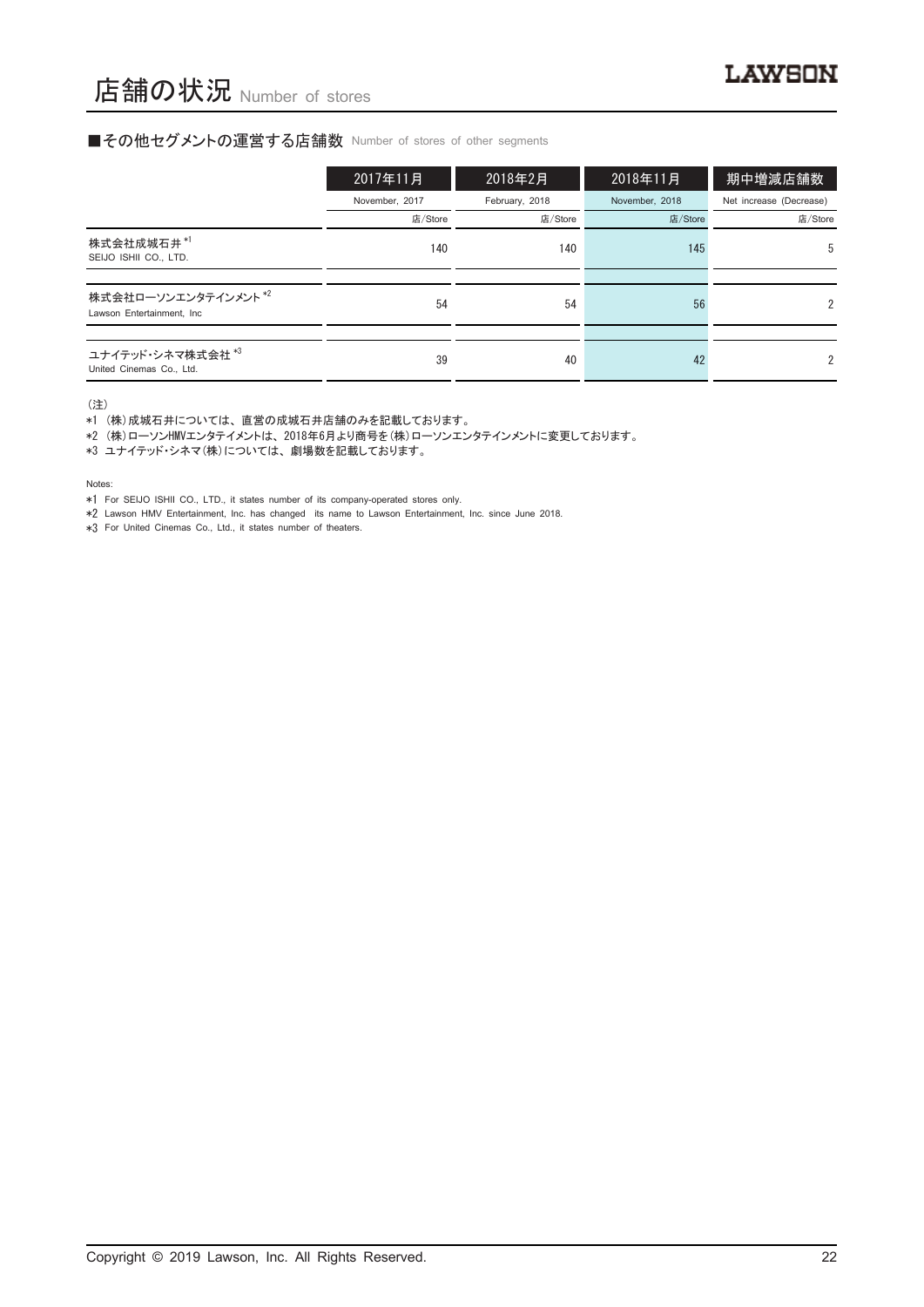# 店舗の状況 Number of stores

## ■その他セグメントの運営する店舗数 Number of stores of other segments

| | 2017年11月<br>November, 2017<br>店/Store | 2018年2月<br>February, 2018<br>店/Store | 2018年11月<br>November, 2018<br>店/Store | 期中増減店舗数<br>Net increase (Decrease)<br>店/Store |
|---|---|---|---|---|
| 株式会社成城石井 *1<br>SEIJO ISHII CO., LTD. | 140 | 140 | 145 | 5 |
| 株式会社ローソンエンタテインメント *2<br>Lawson Entertainment, Inc | 54 | 54 | 56 | 2 |
| ユナイテッド・シネマ株式会社 *3<br>United Cinemas Co., Ltd. | 39 | 40 | 42 | 2 |

（注）

*1 （株）成城石井については、直営の成城石井店舗のみを記載しております。

*2 （株）ローソンHMVエンタテイメントは、2018年6月より商号を（株）ローソンエンタテインメントに変更しております。

*3 ユナイテッド・シネマ（株）については、劇場数を記載しております。

Notes:

*1 For SEIJO ISHII CO., LTD., it states number of its company-operated stores only.

*2 Lawson HMV Entertainment, Inc. has changed its name to Lawson Entertainment, Inc. since June 2018.

*3 For United Cinemas Co., Ltd., it states number of theaters.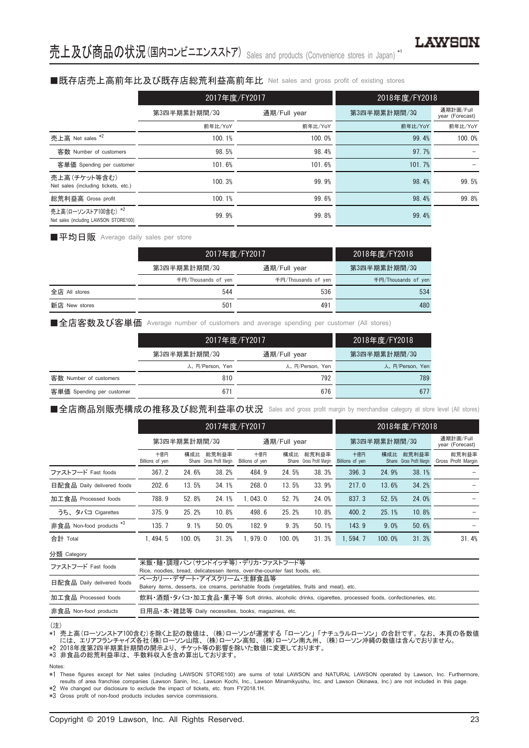# 売上及び商品の状況(国内コンビニエンスストア) Sales and products (Convenience stores in Japan) *1

## ■既存店売上高前年比及び既存店総荒利益高前年比 Net sales and gross profit of existing stores

| | 2017年度/FY2017 | | 2018年度/FY2018 | |
|---|---|---|---|---|
| | 第3四半期累計期間/3Q | 通期/Full year | 第3四半期累計期間/3Q | 通期計画/Full year (Forecast) |
| | 前年比/YoY | 前年比/YoY | 前年比/YoY | 前年比/YoY |
| 売上高 Net sales *2 | 100.1% | 100.0% | 99.4% | 100.0% |
| 客数 Number of customers | 98.5% | 98.4% | 97.7% | – |
| 客単価 Spending per customer | 101.6% | 101.6% | 101.7% | – |
| 売上高(チケット等含む) Net sales (including tickets, etc.) | 100.3% | 99.9% | 98.4% | 99.5% |
| 総荒利益高 Gross profit | 100.1% | 99.6% | 98.4% | 99.8% |
| 売上高(ローソンストア100含む) *2 Net sales (including LAWSON STORE100) | 99.9% | 99.8% | 99.4% | |

## ■平均日販 Average daily sales per store

| | 2017年度/FY2017 | | 2018年度/FY2018 |
|---|---|---|---|
| | 第3四半期累計期間/3Q | 通期/Full year | 第3四半期累計期間/3Q |
| | 千円/Thousands of yen | 千円/Thousands of yen | 千円/Thousands of yen |
| 全店 All stores | 544 | 536 | 534 |
| 新店 New stores | 501 | 491 | 480 |

## ■全店客数及び客単価 Average number of customers and average spending per customer (All stores)

| | 2017年度/FY2017 | | 2018年度/FY2018 |
|---|---|---|---|
| | 第3四半期累計期間/3Q | 通期/Full year | 第3四半期累計期間/3Q |
| | 人、円/Person, Yen | 人、円/Person, Yen | 人、円/Person, Yen |
| 客数 Number of customers | 810 | 792 | 789 |
| 客単価 Spending per customer | 671 | 676 | 677 |

## ■全店商品別販売構成の推移及び総荒利益率の状況 Sales and gross profit margin by merchandise category at store level (All stores)

| | 2017年度/FY2017 | | | | | | 2018年度/FY2018 | | | |
|---|---|---|---|---|---|---|---|---|---|---|
| | 第3四半期累計期間/3Q | | | 通期/Full year | | | 第3四半期累計期間/3Q | | | 通期計画/Full year (Forecast) |
| | 十億円 Billions of yen | 構成比 Share | 総荒利益率 Gross Profit Margin | 十億円 Billions of yen | 構成比 Share | 総荒利益率 Gross Profit Margin | 十億円 Billions of yen | 構成比 Share | 総荒利益率 Gross Profit Margin | 総荒利益率 Gross Profit Margin |
| ファストフード Fast foods | 367.2 | 24.6% | 38.2% | 484.9 | 24.5% | 38.3% | 396.3 | 24.9% | 38.1% | – |
| 日配食品 Daily delivered foods | 202.6 | 13.5% | 34.1% | 268.0 | 13.5% | 33.9% | 217.0 | 13.6% | 34.2% | – |
| 加工食品 Processed foods | 788.9 | 52.8% | 24.1% | 1,043.0 | 52.7% | 24.0% | 837.3 | 52.5% | 24.0% | – |
| うち、タバコ Cigarettes | 375.9 | 25.2% | 10.8% | 498.6 | 25.2% | 10.8% | 400.2 | 25.1% | 10.8% | – |
| 非食品 Non-food products *3 | 135.7 | 9.1% | 50.0% | 182.9 | 9.3% | 50.1% | 143.9 | 9.0% | 50.6% | – |
| 合計 Total | 1,494.5 | 100.0% | 31.3% | 1,979.0 | 100.0% | 31.3% | 1,594.7 | 100.0% | 31.3% | 31.4% |

分類 Category

| | |
|---|---|
| ファストフード Fast foods | 米飯・麺・調理パン(サンドイッチ等)・デリカ・ファストフード等 Rice, noodles, bread, delicatessen items, over-the-counter fast foods, etc. |
| 日配食品 Daily delivered foods | ベーカリー・デザート・アイスクリーム・生鮮食品等 Bakery items, desserts, ice creams, perishable foods (vegetables, fruits and meat), etc. |
| 加工食品 Processed foods | 飲料・酒類・タバコ・加工食品・菓子等 Soft drinks, alcoholic drinks, cigarettes, processed foods, confectioneries, etc. |
| 非食品 Non-food products | 日用品・本・雑誌等 Daily necessities, books, magazines, etc. |

(注)
*1 売上高(ローソンストア100含む)を除く上記の数値は、(株)ローソンが運営する「ローソン」「ナチュラルローソン」の合計です。なお、本頁の各数値には、エリアフランチャイズ各社(株)ローソン山陰、(株)ローソン高知、(株)ローソン南九州、(株)ローソン沖縄の数値は含んでおりません。
*2 2018年度第2四半期累計期間の開示より、チケット等の影響を除いた数値に変更しております。
*3 非食品の総荒利益率は、手数料収入を含め算出しております。

Notes:
*1 These figures except for Net sales (including LAWSON STORE100) are sums of total LAWSON and NATURAL LAWSON operated by Lawson, Inc. Furthermore, results of area franchise companies (Lawson Sanin, Inc., Lawson Kochi, Inc., Lawson Minamikyushu, Inc. and Lawson Okinawa, Inc.) are not included in this page.
*2 We changed our disclosure to exclude the impact of tickets, etc. from FY2018.1H.
*3 Gross profit of non-food products includes service commissions.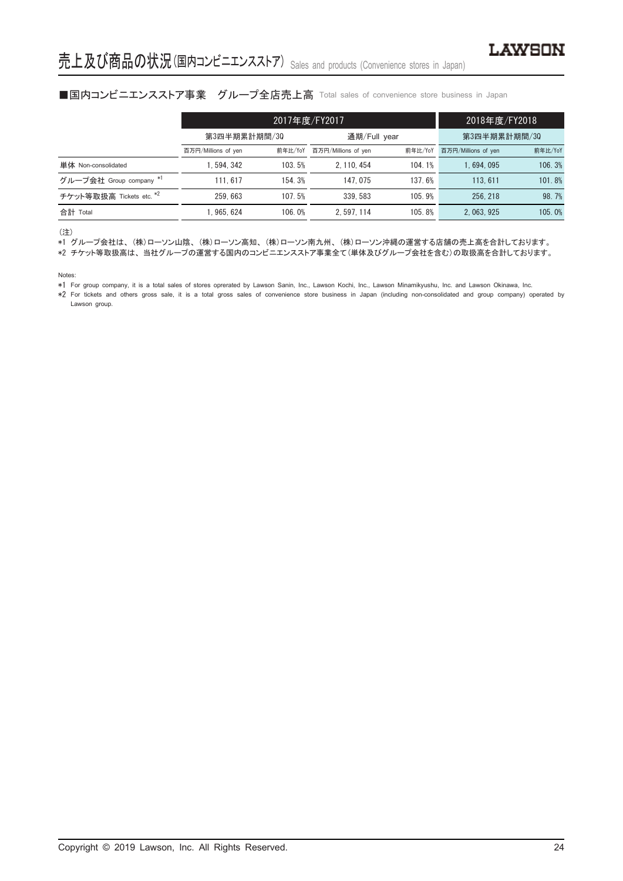# 売上及び商品の状況(国内コンビニエンスストア) Sales and products (Convenience stores in Japan)

## ■国内コンビニエンスストア事業　グループ全店売上高 Total sales of convenience store business in Japan

| | 2017年度/FY2017 | | | | 2018年度/FY2018 | |
|---|---|---|---|---|---|---|
| | 第3四半期累計期間/3Q | | 通期/Full year | | 第3四半期累計期間/3Q | |
| | 百万円/Millions of yen | 前年比/YoY | 百万円/Millions of yen | 前年比/YoY | 百万円/Millions of yen | 前年比/YoY |
| 単体 Non-consolidated | 1, 594, 342 | 103. 5% | 2, 110, 454 | 104. 1% | 1, 694, 095 | 106. 3% |
| グループ会社 Group company *1 | 111, 617 | 154. 3% | 147, 075 | 137. 6% | 113, 611 | 101. 8% |
| チケット等取扱高 Tickets etc. *2 | 259, 663 | 107. 5% | 339, 583 | 105. 9% | 256, 218 | 98. 7% |
| 合計 Total | 1, 965, 624 | 106. 0% | 2, 597, 114 | 105. 8% | 2, 063, 925 | 105. 0% |

（注）

*1 グループ会社は、(株)ローソン山陰、(株)ローソン高知、(株)ローソン南九州、(株)ローソン沖縄の運営する店舗の売上高を合計しております。

*2 チケット等取扱高は、当社グループの運営する国内のコンビニエンスストア事業全て(単体及びグループ会社を含む)の取扱高を合計しております。

Notes:

*1 For group company, it is a total sales of stores oprerated by Lawson Sanin, Inc., Lawson Kochi, Inc., Lawson Minamikyushu, Inc. and Lawson Okinawa, Inc.

*2 For tickets and others gross sale, it is a total gross sales of convenience store business in Japan (including non-consolidated and group company) operated by Lawson group.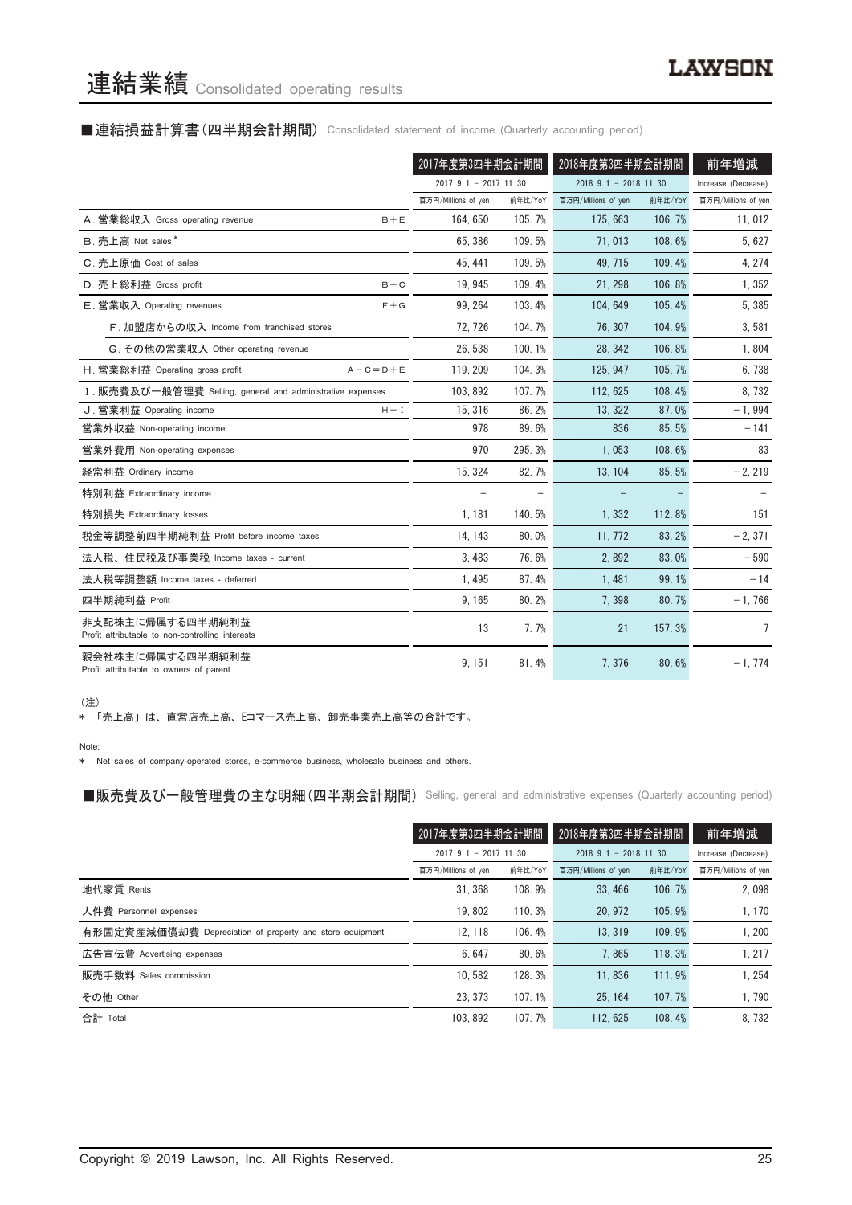# 連結業績 Consolidated operating results

## ■連結損益計算書（四半期会計期間） Consolidated statement of income (Quarterly accounting period)

| | | 2017年度第3四半期会計期間 | | 2018年度第3四半期会計期間 | | 前年増減 |
|---|---|---|---|---|---|---|
| | | 2017. 9. 1 － 2017. 11. 30 | | 2018. 9. 1 － 2018. 11. 30 | | Increase (Decrease) |
| | | 百万円/Millions of yen | 前年比/YoY | 百万円/Millions of yen | 前年比/YoY | 百万円/Millions of yen |
| A. 営業総収入 Gross operating revenue | B＋E | 164, 650 | 105. 7% | 175, 663 | 106. 7% | 11, 012 |
| B. 売上高 Net sales* | | 65, 386 | 109. 5% | 71, 013 | 108. 6% | 5, 627 |
| C. 売上原価 Cost of sales | | 45, 441 | 109. 5% | 49, 715 | 109. 4% | 4, 274 |
| D. 売上総利益 Gross profit | B－C | 19, 945 | 109. 4% | 21, 298 | 106. 8% | 1, 352 |
| E. 営業収入 Operating revenues | F＋G | 99, 264 | 103. 4% | 104, 649 | 105. 4% | 5, 385 |
| F. 加盟店からの収入 Income from franchised stores | | 72, 726 | 104. 7% | 76, 307 | 104. 9% | 3, 581 |
| G. その他の営業収入 Other operating revenue | | 26, 538 | 100. 1% | 28, 342 | 106. 8% | 1, 804 |
| H. 営業総利益 Operating gross profit | A－C＝D＋E | 119, 209 | 104. 3% | 125, 947 | 105. 7% | 6, 738 |
| I. 販売費及び一般管理費 Selling, general and administrative expenses | | 103, 892 | 107. 7% | 112, 625 | 108. 4% | 8, 732 |
| J. 営業利益 Operating income | H－I | 15, 316 | 86. 2% | 13, 322 | 87. 0% | －1, 994 |
| 営業外収益 Non-operating income | | 978 | 89. 6% | 836 | 85. 5% | －141 |
| 営業外費用 Non-operating expenses | | 970 | 295. 3% | 1, 053 | 108. 6% | 83 |
| 経常利益 Ordinary income | | 15, 324 | 82. 7% | 13, 104 | 85. 5% | －2, 219 |
| 特別利益 Extraordinary income | | － | － | － | － | － |
| 特別損失 Extraordinary losses | | 1, 181 | 140. 5% | 1, 332 | 112. 8% | 151 |
| 税金等調整前四半期純利益 Profit before income taxes | | 14, 143 | 80. 0% | 11, 772 | 83. 2% | －2, 371 |
| 法人税、住民税及び事業税 Income taxes - current | | 3, 483 | 76. 6% | 2, 892 | 83. 0% | －590 |
| 法人税等調整額 Income taxes - deferred | | 1, 495 | 87. 4% | 1, 481 | 99. 1% | －14 |
| 四半期純利益 Profit | | 9, 165 | 80. 2% | 7, 398 | 80. 7% | －1, 766 |
| 非支配株主に帰属する四半期純利益 Profit attributable to non-controlling interests | | 13 | 7. 7% | 21 | 157. 3% | 7 |
| 親会社株主に帰属する四半期純利益 Profit attributable to owners of parent | | 9, 151 | 81. 4% | 7, 376 | 80. 6% | －1, 774 |

（注）
＊「売上高」は、直営店売上高、Eコマース売上高、卸売事業売上高等の合計です。

Note:
＊ Net sales of company-operated stores, e-commerce business, wholesale business and others.

## ■販売費及び一般管理費の主な明細（四半期会計期間） Selling, general and administrative expenses (Quarterly accounting period)

| | 2017年度第3四半期会計期間 | | 2018年度第3四半期会計期間 | | 前年増減 |
|---|---|---|---|---|---|
| | 2017. 9. 1 － 2017. 11. 30 | | 2018. 9. 1 － 2018. 11. 30 | | Increase (Decrease) |
| | 百万円/Millions of yen | 前年比/YoY | 百万円/Millions of yen | 前年比/YoY | 百万円/Millions of yen |
| 地代家賃 Rents | 31, 368 | 108. 9% | 33, 466 | 106. 7% | 2, 098 |
| 人件費 Personnel expenses | 19, 802 | 110. 3% | 20, 972 | 105. 9% | 1, 170 |
| 有形固定資産減価償却費 Depreciation of property and store equipment | 12, 118 | 106. 4% | 13, 319 | 109. 9% | 1, 200 |
| 広告宣伝費 Advertising expenses | 6, 647 | 80. 6% | 7, 865 | 118. 3% | 1, 217 |
| 販売手数料 Sales commission | 10, 582 | 128. 3% | 11, 836 | 111. 9% | 1, 254 |
| その他 Other | 23, 373 | 107. 1% | 25, 164 | 107. 7% | 1, 790 |
| 合計 Total | 103, 892 | 107. 7% | 112, 625 | 108. 4% | 8, 732 |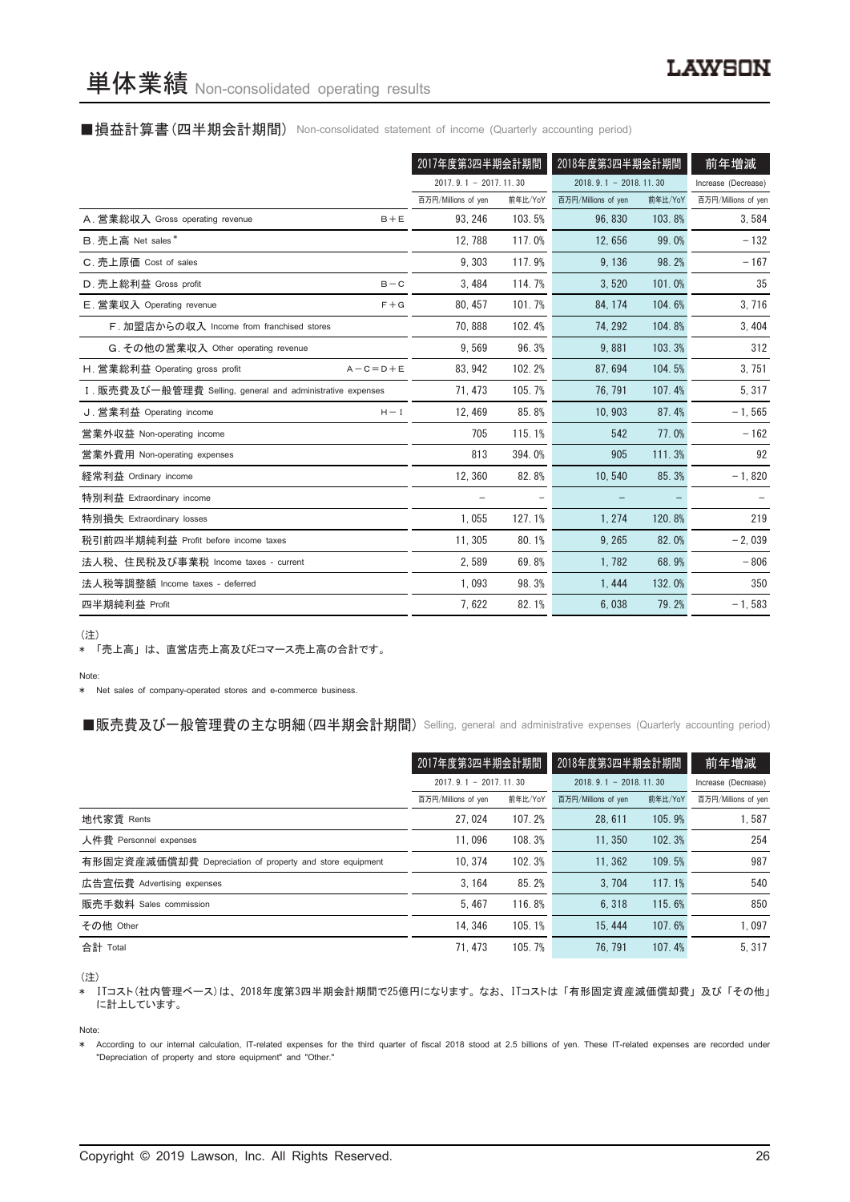# 単体業績 Non-consolidated operating results

## ■損益計算書（四半期会計期間） Non-consolidated statement of income (Quarterly accounting period)

| | | 2017年度第3四半期会計期間 | | 2018年度第3四半期会計期間 | | 前年増減 |
|---|---|---|---|---|---|---|
| | | 2017. 9. 1 － 2017. 11. 30 | | 2018. 9. 1 － 2018. 11. 30 | | Increase (Decrease) |
| | | 百万円/Millions of yen | 前年比/YoY | 百万円/Millions of yen | 前年比/YoY | 百万円/Millions of yen |
| A. 営業総収入 Gross operating revenue | B＋E | 93, 246 | 103. 5% | 96, 830 | 103. 8% | 3, 584 |
| B. 売上高 Net sales＊ | | 12, 788 | 117. 0% | 12, 656 | 99. 0% | －132 |
| C. 売上原価 Cost of sales | | 9, 303 | 117. 9% | 9, 136 | 98. 2% | －167 |
| D. 売上総利益 Gross profit | B－C | 3, 484 | 114. 7% | 3, 520 | 101. 0% | 35 |
| E. 営業収入 Operating revenue | F＋G | 80, 457 | 101. 7% | 84, 174 | 104. 6% | 3, 716 |
| F. 加盟店からの収入 Income from franchised stores | | 70, 888 | 102. 4% | 74, 292 | 104. 8% | 3, 404 |
| G. その他の営業収入 Other operating revenue | | 9, 569 | 96. 3% | 9, 881 | 103. 3% | 312 |
| H. 営業総利益 Operating gross profit | A－C＝D＋E | 83, 942 | 102. 2% | 87, 694 | 104. 5% | 3, 751 |
| I. 販売費及び一般管理費 Selling, general and administrative expenses | | 71, 473 | 105. 7% | 76, 791 | 107. 4% | 5, 317 |
| J. 営業利益 Operating income | H－I | 12, 469 | 85. 8% | 10, 903 | 87. 4% | －1, 565 |
| 営業外収益 Non-operating income | | 705 | 115. 1% | 542 | 77. 0% | －162 |
| 営業外費用 Non-operating expenses | | 813 | 394. 0% | 905 | 111. 3% | 92 |
| 経常利益 Ordinary income | | 12, 360 | 82. 8% | 10, 540 | 85. 3% | －1, 820 |
| 特別利益 Extraordinary income | | － | － | － | － | － |
| 特別損失 Extraordinary losses | | 1, 055 | 127. 1% | 1, 274 | 120. 8% | 219 |
| 税引前四半期純利益 Profit before income taxes | | 11, 305 | 80. 1% | 9, 265 | 82. 0% | －2, 039 |
| 法人税、住民税及び事業税 Income taxes - current | | 2, 589 | 69. 8% | 1, 782 | 68. 9% | －806 |
| 法人税等調整額 Income taxes - deferred | | 1, 093 | 98. 3% | 1, 444 | 132. 0% | 350 |
| 四半期純利益 Profit | | 7, 622 | 82. 1% | 6, 038 | 79. 2% | －1, 583 |

（注）

＊「売上高」は、直営店売上高及びEコマース売上高の合計です。

Note:

＊ Net sales of company-operated stores and e-commerce business.

## ■販売費及び一般管理費の主な明細（四半期会計期間） Selling, general and administrative expenses (Quarterly accounting period)

| | 2017年度第3四半期会計期間 | | 2018年度第3四半期会計期間 | | 前年増減 |
|---|---|---|---|---|---|
| | 2017. 9. 1 － 2017. 11. 30 | | 2018. 9. 1 － 2018. 11. 30 | | Increase (Decrease) |
| | 百万円/Millions of yen | 前年比/YoY | 百万円/Millions of yen | 前年比/YoY | 百万円/Millions of yen |
| 地代家賃 Rents | 27, 024 | 107. 2% | 28, 611 | 105. 9% | 1, 587 |
| 人件費 Personnel expenses | 11, 096 | 108. 3% | 11, 350 | 102. 3% | 254 |
| 有形固定資産減価償却費 Depreciation of property and store equipment | 10, 374 | 102. 3% | 11, 362 | 109. 5% | 987 |
| 広告宣伝費 Advertising expenses | 3, 164 | 85. 2% | 3, 704 | 117. 1% | 540 |
| 販売手数料 Sales commission | 5, 467 | 116. 8% | 6, 318 | 115. 6% | 850 |
| その他 Other | 14, 346 | 105. 1% | 15, 444 | 107. 6% | 1, 097 |
| 合計 Total | 71, 473 | 105. 7% | 76, 791 | 107. 4% | 5, 317 |

（注）

＊ ITコスト（社内管理ベース）は、2018年度第3四半期会計期間で25億円になります。なお、ITコストは「有形固定資産減価償却費」及び「その他」に計上しています。

Note:

＊ According to our internal calculation, IT-related expenses for the third quarter of fiscal 2018 stood at 2.5 billions of yen. These IT-related expenses are recorded under "Depreciation of property and store equipment" and "Other."